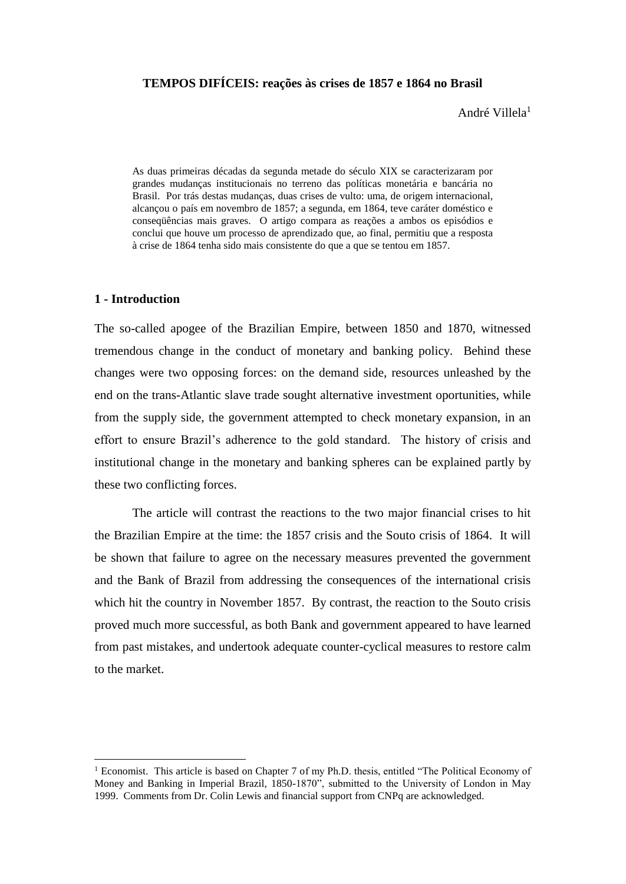# TEMPOS DIFÍCEIS: reações às crises de 1857 e 1864 no Brasil

André Villela[1]

> As duas primeiras décadas da segunda metade do século XIX se caracterizaram por grandes mudanças institucionais no terreno das políticas monetária e bancária no Brasil. Por trás destas mudanças, duas crises de vulto: uma, de origem internacional, alcançou o país em novembro de 1857; a segunda, em 1864, teve caráter doméstico e conseqüências mais graves. O artigo compara as reações a ambos os episódios e conclui que houve um processo de aprendizado que, ao final, permitiu que a resposta à crise de 1864 tenha sido mais consistente do que a que se tentou em 1857.

## 1 - Introduction

The so-called apogee of the Brazilian Empire, between 1850 and 1870, witnessed tremendous change in the conduct of monetary and banking policy. Behind these changes were two opposing forces: on the demand side, resources unleashed by the end on the trans-Atlantic slave trade sought alternative investment oportunities, while from the supply side, the government attempted to check monetary expansion, in an effort to ensure Brazil's adherence to the gold standard. The history of crisis and institutional change in the monetary and banking spheres can be explained partly by these two conflicting forces.

The article will contrast the reactions to the two major financial crises to hit the Brazilian Empire at the time: the 1857 crisis and the Souto crisis of 1864. It will be shown that failure to agree on the necessary measures prevented the government and the Bank of Brazil from addressing the consequences of the international crisis which hit the country in November 1857. By contrast, the reaction to the Souto crisis proved much more successful, as both Bank and government appeared to have learned from past mistakes, and undertook adequate counter-cyclical measures to restore calm to the market.

---

[1] Economist. This article is based on Chapter 7 of my Ph.D. thesis, entitled "The Political Economy of Money and Banking in Imperial Brazil, 1850-1870", submitted to the University of London in May 1999. Comments from Dr. Colin Lewis and financial support from CNPq are acknowledged.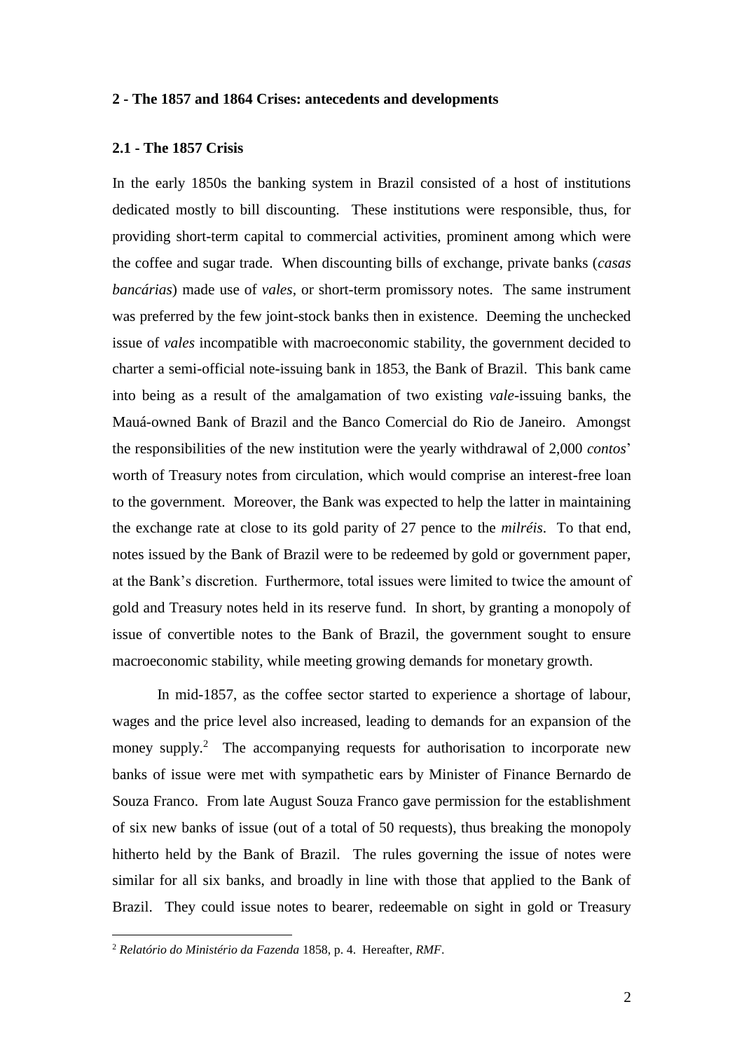## 2 - The 1857 and 1864 Crises: antecedents and developments

### 2.1 - The 1857 Crisis

In the early 1850s the banking system in Brazil consisted of a host of institutions dedicated mostly to bill discounting. These institutions were responsible, thus, for providing short-term capital to commercial activities, prominent among which were the coffee and sugar trade. When discounting bills of exchange, private banks (*casas bancárias*) made use of *vales*, or short-term promissory notes. The same instrument was preferred by the few joint-stock banks then in existence. Deeming the unchecked issue of *vales* incompatible with macroeconomic stability, the government decided to charter a semi-official note-issuing bank in 1853, the Bank of Brazil. This bank came into being as a result of the amalgamation of two existing *vale*-issuing banks, the Mauá-owned Bank of Brazil and the Banco Comercial do Rio de Janeiro. Amongst the responsibilities of the new institution were the yearly withdrawal of 2,000 *contos*' worth of Treasury notes from circulation, which would comprise an interest-free loan to the government. Moreover, the Bank was expected to help the latter in maintaining the exchange rate at close to its gold parity of 27 pence to the *milréis*. To that end, notes issued by the Bank of Brazil were to be redeemed by gold or government paper, at the Bank's discretion. Furthermore, total issues were limited to twice the amount of gold and Treasury notes held in its reserve fund. In short, by granting a monopoly of issue of convertible notes to the Bank of Brazil, the government sought to ensure macroeconomic stability, while meeting growing demands for monetary growth.

In mid-1857, as the coffee sector started to experience a shortage of labour, wages and the price level also increased, leading to demands for an expansion of the money supply.[2] The accompanying requests for authorisation to incorporate new banks of issue were met with sympathetic ears by Minister of Finance Bernardo de Souza Franco. From late August Souza Franco gave permission for the establishment of six new banks of issue (out of a total of 50 requests), thus breaking the monopoly hitherto held by the Bank of Brazil. The rules governing the issue of notes were similar for all six banks, and broadly in line with those that applied to the Bank of Brazil. They could issue notes to bearer, redeemable on sight in gold or Treasury

[2] *Relatório do Ministério da Fazenda* 1858, p. 4. Hereafter, *RMF*.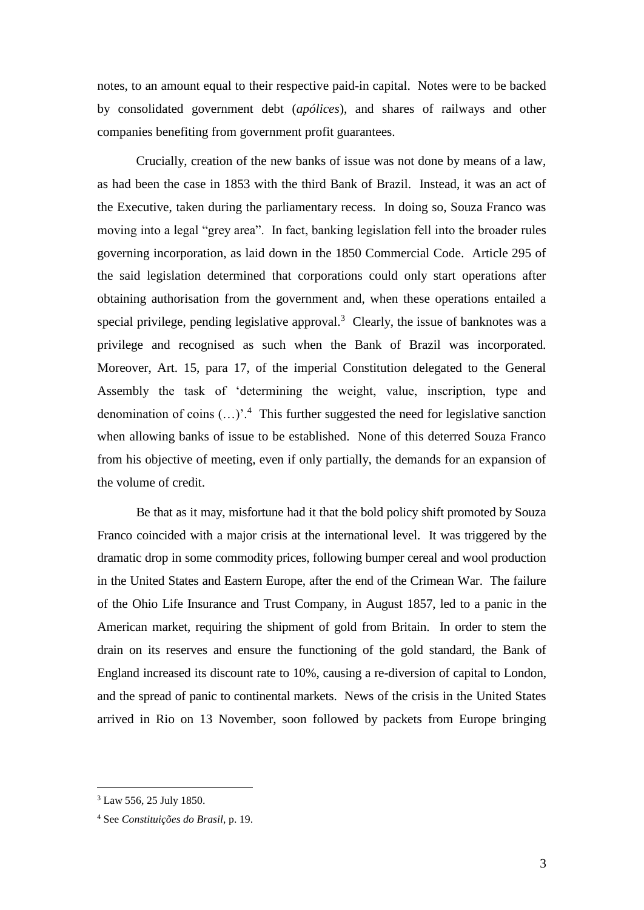notes, to an amount equal to their respective paid-in capital. Notes were to be backed by consolidated government debt (*apólices*), and shares of railways and other companies benefiting from government profit guarantees.

Crucially, creation of the new banks of issue was not done by means of a law, as had been the case in 1853 with the third Bank of Brazil. Instead, it was an act of the Executive, taken during the parliamentary recess. In doing so, Souza Franco was moving into a legal "grey area". In fact, banking legislation fell into the broader rules governing incorporation, as laid down in the 1850 Commercial Code. Article 295 of the said legislation determined that corporations could only start operations after obtaining authorisation from the government and, when these operations entailed a special privilege, pending legislative approval.[3] Clearly, the issue of banknotes was a privilege and recognised as such when the Bank of Brazil was incorporated. Moreover, Art. 15, para 17, of the imperial Constitution delegated to the General Assembly the task of 'determining the weight, value, inscription, type and denomination of coins (…)'.[4] This further suggested the need for legislative sanction when allowing banks of issue to be established. None of this deterred Souza Franco from his objective of meeting, even if only partially, the demands for an expansion of the volume of credit.

Be that as it may, misfortune had it that the bold policy shift promoted by Souza Franco coincided with a major crisis at the international level. It was triggered by the dramatic drop in some commodity prices, following bumper cereal and wool production in the United States and Eastern Europe, after the end of the Crimean War. The failure of the Ohio Life Insurance and Trust Company, in August 1857, led to a panic in the American market, requiring the shipment of gold from Britain. In order to stem the drain on its reserves and ensure the functioning of the gold standard, the Bank of England increased its discount rate to 10%, causing a re-diversion of capital to London, and the spread of panic to continental markets. News of the crisis in the United States arrived in Rio on 13 November, soon followed by packets from Europe bringing

[3] Law 556, 25 July 1850.

[4] See *Constituições do Brasil*, p. 19.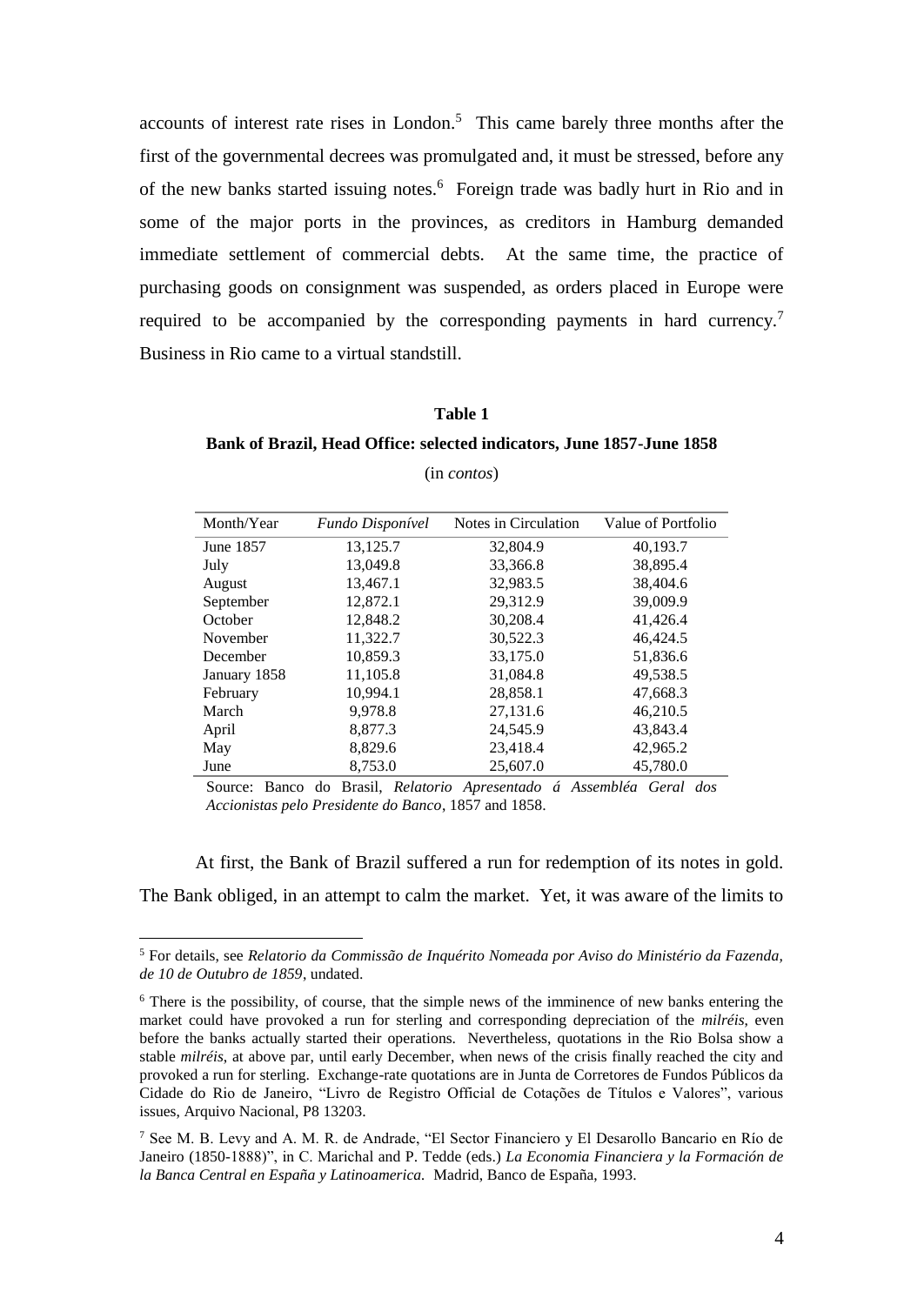accounts of interest rate rises in London.[5] This came barely three months after the first of the governmental decrees was promulgated and, it must be stressed, before any of the new banks started issuing notes.[6] Foreign trade was badly hurt in Rio and in some of the major ports in the provinces, as creditors in Hamburg demanded immediate settlement of commercial debts. At the same time, the practice of purchasing goods on consignment was suspended, as orders placed in Europe were required to be accompanied by the corresponding payments in hard currency.[7] Business in Rio came to a virtual standstill.

**Table 1**

**Bank of Brazil, Head Office: selected indicators, June 1857-June 1858**

(in *contos*)

| Month/Year | *Fundo Disponível* | Notes in Circulation | Value of Portfolio |
|---|---|---|---|
| June 1857 | 13,125.7 | 32,804.9 | 40,193.7 |
| July | 13,049.8 | 33,366.8 | 38,895.4 |
| August | 13,467.1 | 32,983.5 | 38,404.6 |
| September | 12,872.1 | 29,312.9 | 39,009.9 |
| October | 12,848.2 | 30,208.4 | 41,426.4 |
| November | 11,322.7 | 30,522.3 | 46,424.5 |
| December | 10,859.3 | 33,175.0 | 51,836.6 |
| January 1858 | 11,105.8 | 31,084.8 | 49,538.5 |
| February | 10,994.1 | 28,858.1 | 47,668.3 |
| March | 9,978.8 | 27,131.6 | 46,210.5 |
| April | 8,877.3 | 24,545.9 | 43,843.4 |
| May | 8,829.6 | 23,418.4 | 42,965.2 |
| June | 8,753.0 | 25,607.0 | 45,780.0 |

Source: Banco do Brasil, *Relatorio Apresentado á Assembléa Geral dos Accionistas pelo Presidente do Banco*, 1857 and 1858.

At first, the Bank of Brazil suffered a run for redemption of its notes in gold. The Bank obliged, in an attempt to calm the market. Yet, it was aware of the limits to

---

[5] For details, see *Relatorio da Commissão de Inquérito Nomeada por Aviso do Ministério da Fazenda, de 10 de Outubro de 1859*, undated.

[6] There is the possibility, of course, that the simple news of the imminence of new banks entering the market could have provoked a run for sterling and corresponding depreciation of the *milréis*, even before the banks actually started their operations. Nevertheless, quotations in the Rio Bolsa show a stable *milréis*, at above par, until early December, when news of the crisis finally reached the city and provoked a run for sterling. Exchange-rate quotations are in Junta de Corretores de Fundos Públicos da Cidade do Rio de Janeiro, "Livro de Registro Official de Cotações de Títulos e Valores", various issues, Arquivo Nacional, P8 13203.

[7] See M. B. Levy and A. M. R. de Andrade, "El Sector Financiero y El Desarollo Bancario en Río de Janeiro (1850-1888)", in C. Marichal and P. Tedde (eds.) *La Economia Financiera y la Formación de la Banca Central en España y Latinoamerica.* Madrid, Banco de España, 1993.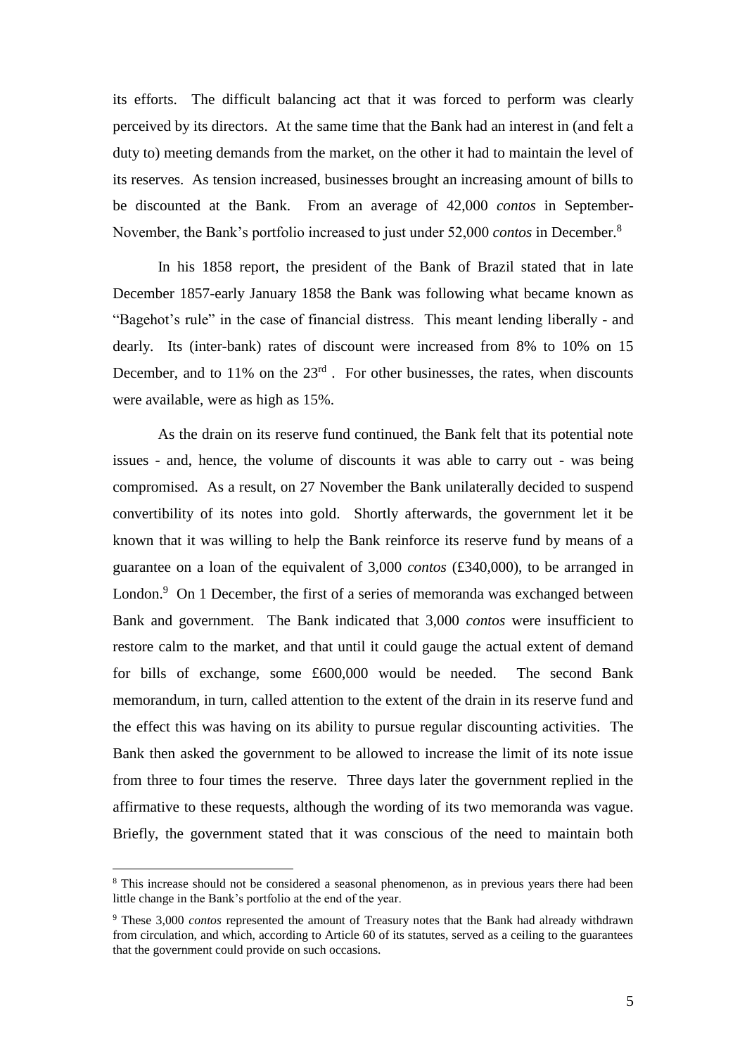its efforts. The difficult balancing act that it was forced to perform was clearly perceived by its directors. At the same time that the Bank had an interest in (and felt a duty to) meeting demands from the market, on the other it had to maintain the level of its reserves. As tension increased, businesses brought an increasing amount of bills to be discounted at the Bank. From an average of 42,000 *contos* in September-November, the Bank's portfolio increased to just under 52,000 *contos* in December.[8]

In his 1858 report, the president of the Bank of Brazil stated that in late December 1857-early January 1858 the Bank was following what became known as "Bagehot's rule" in the case of financial distress. This meant lending liberally - and dearly. Its (inter-bank) rates of discount were increased from 8% to 10% on 15 December, and to 11% on the 23rd. For other businesses, the rates, when discounts were available, were as high as 15%.

As the drain on its reserve fund continued, the Bank felt that its potential note issues - and, hence, the volume of discounts it was able to carry out - was being compromised. As a result, on 27 November the Bank unilaterally decided to suspend convertibility of its notes into gold. Shortly afterwards, the government let it be known that it was willing to help the Bank reinforce its reserve fund by means of a guarantee on a loan of the equivalent of 3,000 *contos* (£340,000), to be arranged in London.[9] On 1 December, the first of a series of memoranda was exchanged between Bank and government. The Bank indicated that 3,000 *contos* were insufficient to restore calm to the market, and that until it could gauge the actual extent of demand for bills of exchange, some £600,000 would be needed. The second Bank memorandum, in turn, called attention to the extent of the drain in its reserve fund and the effect this was having on its ability to pursue regular discounting activities. The Bank then asked the government to be allowed to increase the limit of its note issue from three to four times the reserve. Three days later the government replied in the affirmative to these requests, although the wording of its two memoranda was vague. Briefly, the government stated that it was conscious of the need to maintain both

---

[8] This increase should not be considered a seasonal phenomenon, as in previous years there had been little change in the Bank's portfolio at the end of the year.

[9] These 3,000 *contos* represented the amount of Treasury notes that the Bank had already withdrawn from circulation, and which, according to Article 60 of its statutes, served as a ceiling to the guarantees that the government could provide on such occasions.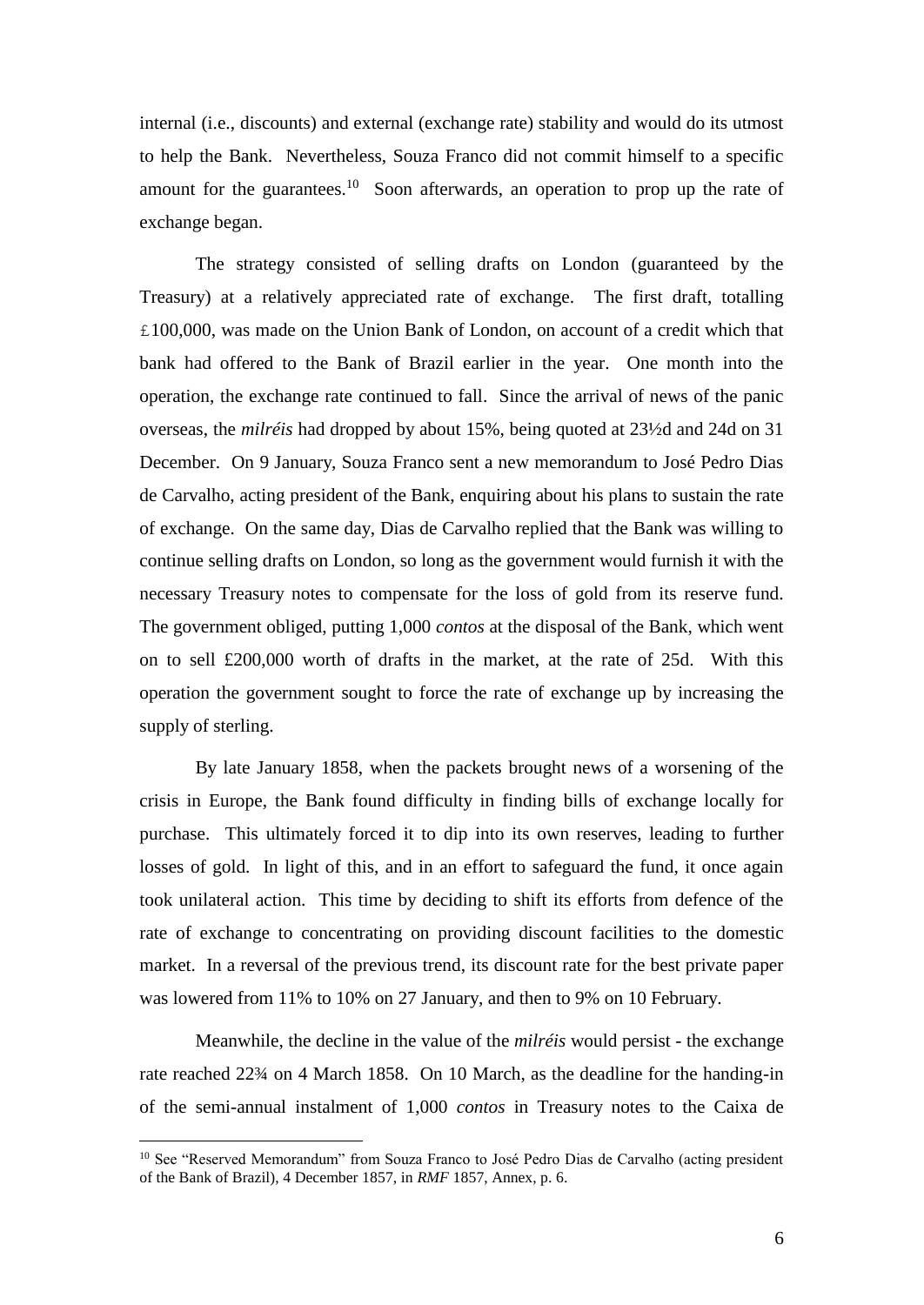internal (i.e., discounts) and external (exchange rate) stability and would do its utmost to help the Bank. Nevertheless, Souza Franco did not commit himself to a specific amount for the guarantees.[10] Soon afterwards, an operation to prop up the rate of exchange began.

The strategy consisted of selling drafts on London (guaranteed by the Treasury) at a relatively appreciated rate of exchange. The first draft, totalling £100,000, was made on the Union Bank of London, on account of a credit which that bank had offered to the Bank of Brazil earlier in the year. One month into the operation, the exchange rate continued to fall. Since the arrival of news of the panic overseas, the *milréis* had dropped by about 15%, being quoted at 23½d and 24d on 31 December. On 9 January, Souza Franco sent a new memorandum to José Pedro Dias de Carvalho, acting president of the Bank, enquiring about his plans to sustain the rate of exchange. On the same day, Dias de Carvalho replied that the Bank was willing to continue selling drafts on London, so long as the government would furnish it with the necessary Treasury notes to compensate for the loss of gold from its reserve fund. The government obliged, putting 1,000 *contos* at the disposal of the Bank, which went on to sell £200,000 worth of drafts in the market, at the rate of 25d. With this operation the government sought to force the rate of exchange up by increasing the supply of sterling.

By late January 1858, when the packets brought news of a worsening of the crisis in Europe, the Bank found difficulty in finding bills of exchange locally for purchase. This ultimately forced it to dip into its own reserves, leading to further losses of gold. In light of this, and in an effort to safeguard the fund, it once again took unilateral action. This time by deciding to shift its efforts from defence of the rate of exchange to concentrating on providing discount facilities to the domestic market. In a reversal of the previous trend, its discount rate for the best private paper was lowered from 11% to 10% on 27 January, and then to 9% on 10 February.

Meanwhile, the decline in the value of the *milréis* would persist - the exchange rate reached 22¾ on 4 March 1858. On 10 March, as the deadline for the handing-in of the semi-annual instalment of 1,000 *contos* in Treasury notes to the Caixa de

---

[10] See "Reserved Memorandum" from Souza Franco to José Pedro Dias de Carvalho (acting president of the Bank of Brazil), 4 December 1857, in *RMF* 1857, Annex, p. 6.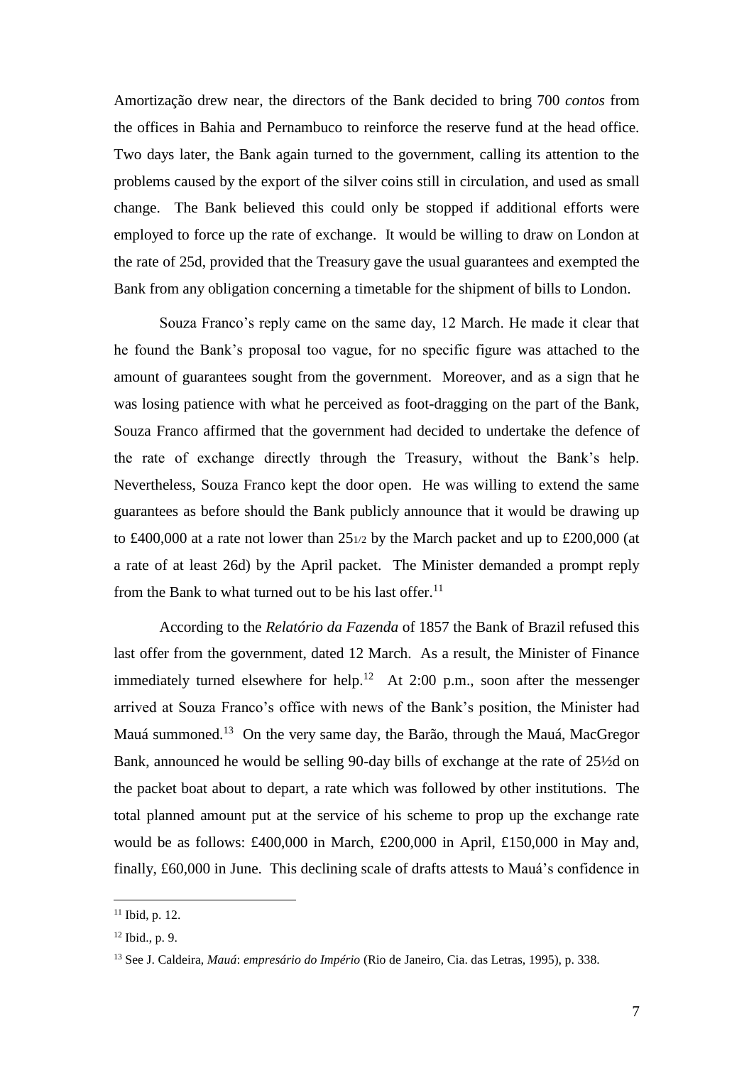Amortização drew near, the directors of the Bank decided to bring 700 *contos* from the offices in Bahia and Pernambuco to reinforce the reserve fund at the head office. Two days later, the Bank again turned to the government, calling its attention to the problems caused by the export of the silver coins still in circulation, and used as small change. The Bank believed this could only be stopped if additional efforts were employed to force up the rate of exchange. It would be willing to draw on London at the rate of 25d, provided that the Treasury gave the usual guarantees and exempted the Bank from any obligation concerning a timetable for the shipment of bills to London.

Souza Franco's reply came on the same day, 12 March. He made it clear that he found the Bank's proposal too vague, for no specific figure was attached to the amount of guarantees sought from the government. Moreover, and as a sign that he was losing patience with what he perceived as foot-dragging on the part of the Bank, Souza Franco affirmed that the government had decided to undertake the defence of the rate of exchange directly through the Treasury, without the Bank's help. Nevertheless, Souza Franco kept the door open. He was willing to extend the same guarantees as before should the Bank publicly announce that it would be drawing up to £400,000 at a rate not lower than $25_{1/2}$ by the March packet and up to £200,000 (at a rate of at least 26d) by the April packet. The Minister demanded a prompt reply from the Bank to what turned out to be his last offer.[11]

According to the *Relatório da Fazenda* of 1857 the Bank of Brazil refused this last offer from the government, dated 12 March. As a result, the Minister of Finance immediately turned elsewhere for help.[12] At 2:00 p.m., soon after the messenger arrived at Souza Franco's office with news of the Bank's position, the Minister had Mauá summoned.[13] On the very same day, the Barão, through the Mauá, MacGregor Bank, announced he would be selling 90-day bills of exchange at the rate of 25½d on the packet boat about to depart, a rate which was followed by other institutions. The total planned amount put at the service of his scheme to prop up the exchange rate would be as follows: £400,000 in March, £200,000 in April, £150,000 in May and, finally, £60,000 in June. This declining scale of drafts attests to Mauá's confidence in

---

[11] Ibid, p. 12.

[12] Ibid., p. 9.

[13] See J. Caldeira, *Mauá*: *empresário do Império* (Rio de Janeiro, Cia. das Letras, 1995), p. 338.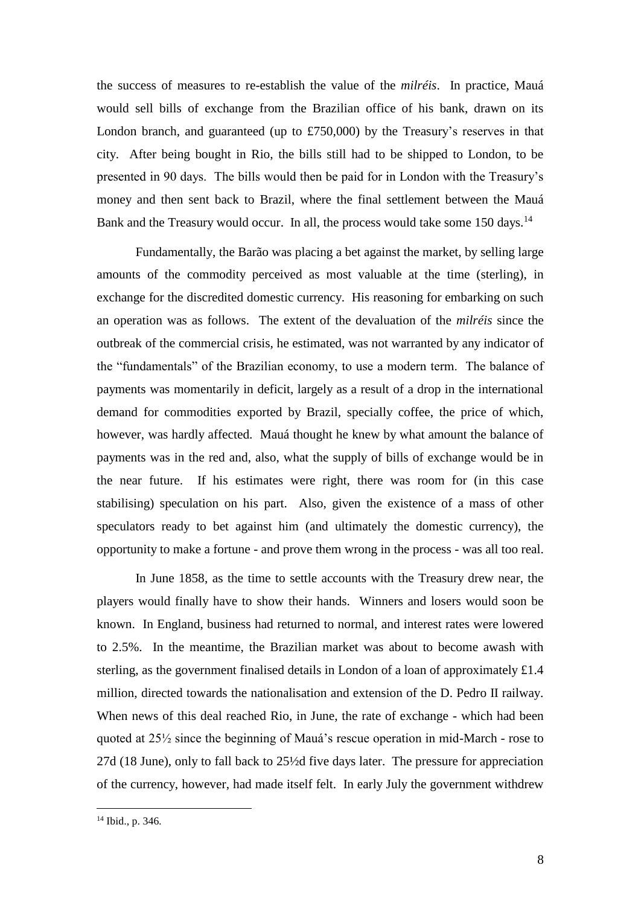the success of measures to re-establish the value of the *milréis*. In practice, Mauá would sell bills of exchange from the Brazilian office of his bank, drawn on its London branch, and guaranteed (up to £750,000) by the Treasury's reserves in that city. After being bought in Rio, the bills still had to be shipped to London, to be presented in 90 days. The bills would then be paid for in London with the Treasury's money and then sent back to Brazil, where the final settlement between the Mauá Bank and the Treasury would occur. In all, the process would take some 150 days.[14]

Fundamentally, the Barão was placing a bet against the market, by selling large amounts of the commodity perceived as most valuable at the time (sterling), in exchange for the discredited domestic currency. His reasoning for embarking on such an operation was as follows. The extent of the devaluation of the *milréis* since the outbreak of the commercial crisis, he estimated, was not warranted by any indicator of the "fundamentals" of the Brazilian economy, to use a modern term. The balance of payments was momentarily in deficit, largely as a result of a drop in the international demand for commodities exported by Brazil, specially coffee, the price of which, however, was hardly affected. Mauá thought he knew by what amount the balance of payments was in the red and, also, what the supply of bills of exchange would be in the near future. If his estimates were right, there was room for (in this case stabilising) speculation on his part. Also, given the existence of a mass of other speculators ready to bet against him (and ultimately the domestic currency), the opportunity to make a fortune - and prove them wrong in the process - was all too real.

In June 1858, as the time to settle accounts with the Treasury drew near, the players would finally have to show their hands. Winners and losers would soon be known. In England, business had returned to normal, and interest rates were lowered to 2.5%. In the meantime, the Brazilian market was about to become awash with sterling, as the government finalised details in London of a loan of approximately £1.4 million, directed towards the nationalisation and extension of the D. Pedro II railway. When news of this deal reached Rio, in June, the rate of exchange - which had been quoted at 25½ since the beginning of Mauá's rescue operation in mid-March - rose to 27d (18 June), only to fall back to 25½d five days later. The pressure for appreciation of the currency, however, had made itself felt. In early July the government withdrew

[14] Ibid., p. 346.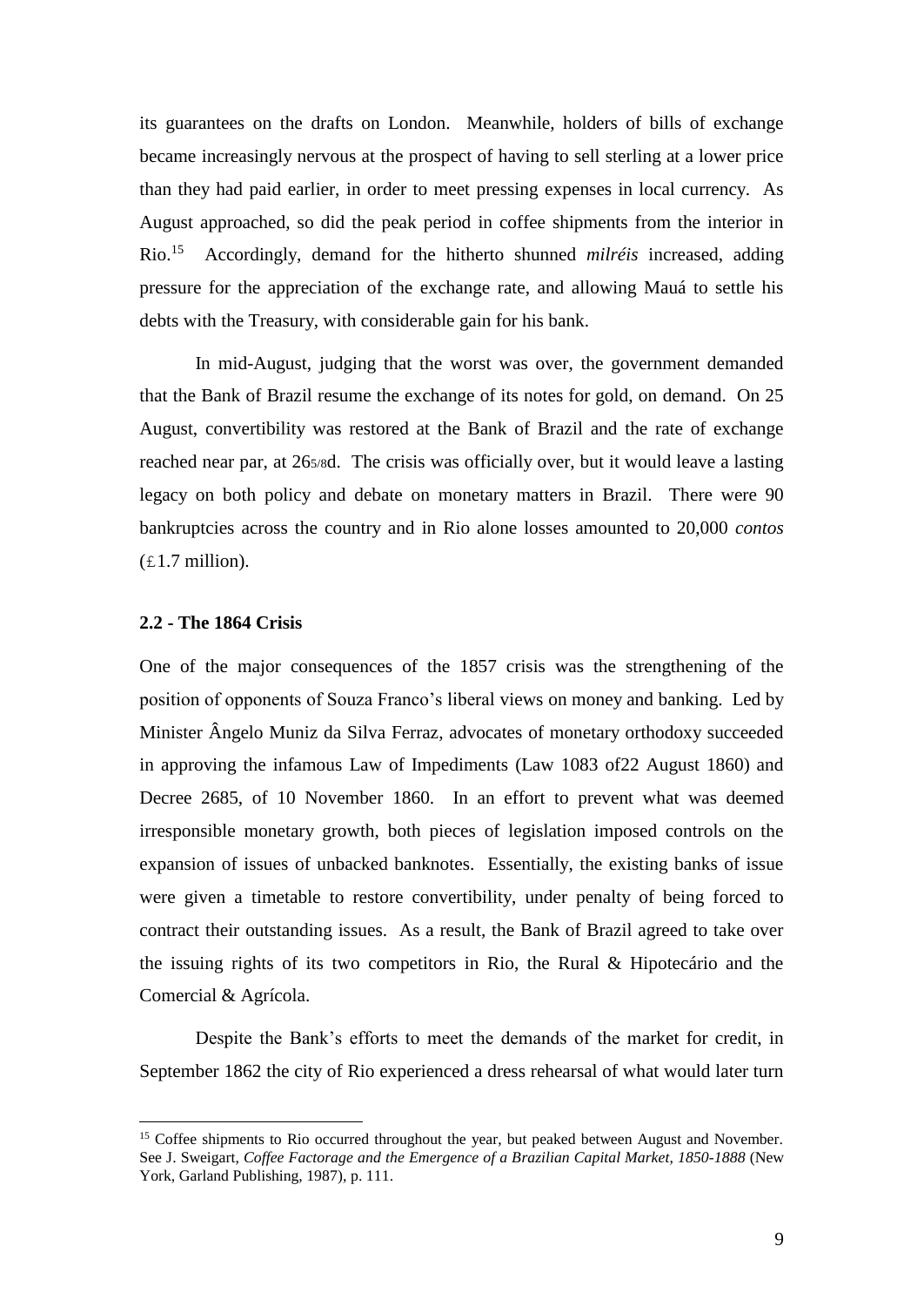its guarantees on the drafts on London. Meanwhile, holders of bills of exchange became increasingly nervous at the prospect of having to sell sterling at a lower price than they had paid earlier, in order to meet pressing expenses in local currency. As August approached, so did the peak period in coffee shipments from the interior in Rio.[15] Accordingly, demand for the hitherto shunned *milréis* increased, adding pressure for the appreciation of the exchange rate, and allowing Mauá to settle his debts with the Treasury, with considerable gain for his bank.

In mid-August, judging that the worst was over, the government demanded that the Bank of Brazil resume the exchange of its notes for gold, on demand. On 25 August, convertibility was restored at the Bank of Brazil and the rate of exchange reached near par, at 26 5/8d. The crisis was officially over, but it would leave a lasting legacy on both policy and debate on monetary matters in Brazil. There were 90 bankruptcies across the country and in Rio alone losses amounted to 20,000 *contos* (£1.7 million).

### 2.2 - The 1864 Crisis

One of the major consequences of the 1857 crisis was the strengthening of the position of opponents of Souza Franco's liberal views on money and banking. Led by Minister Ângelo Muniz da Silva Ferraz, advocates of monetary orthodoxy succeeded in approving the infamous Law of Impediments (Law 1083 of22 August 1860) and Decree 2685, of 10 November 1860. In an effort to prevent what was deemed irresponsible monetary growth, both pieces of legislation imposed controls on the expansion of issues of unbacked banknotes. Essentially, the existing banks of issue were given a timetable to restore convertibility, under penalty of being forced to contract their outstanding issues. As a result, the Bank of Brazil agreed to take over the issuing rights of its two competitors in Rio, the Rural & Hipotecário and the Comercial & Agrícola.

Despite the Bank's efforts to meet the demands of the market for credit, in September 1862 the city of Rio experienced a dress rehearsal of what would later turn

---

[15] Coffee shipments to Rio occurred throughout the year, but peaked between August and November. See J. Sweigart, *Coffee Factorage and the Emergence of a Brazilian Capital Market, 1850-1888* (New York, Garland Publishing, 1987), p. 111.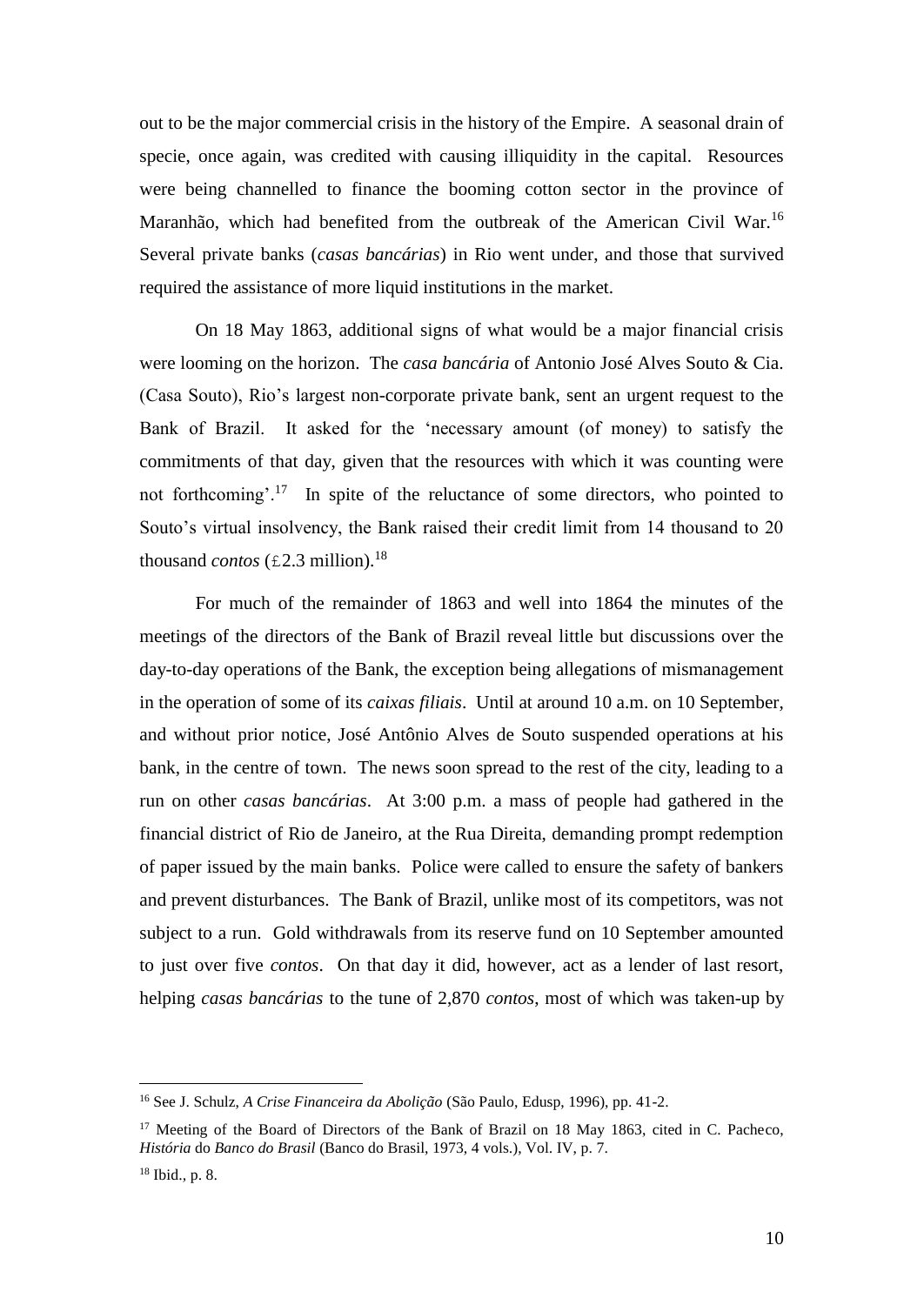out to be the major commercial crisis in the history of the Empire. A seasonal drain of specie, once again, was credited with causing illiquidity in the capital. Resources were being channelled to finance the booming cotton sector in the province of Maranhão, which had benefited from the outbreak of the American Civil War.[16] Several private banks (*casas bancárias*) in Rio went under, and those that survived required the assistance of more liquid institutions in the market.

On 18 May 1863, additional signs of what would be a major financial crisis were looming on the horizon. The *casa bancária* of Antonio José Alves Souto & Cia. (Casa Souto), Rio's largest non-corporate private bank, sent an urgent request to the Bank of Brazil. It asked for the 'necessary amount (of money) to satisfy the commitments of that day, given that the resources with which it was counting were not forthcoming'.[17] In spite of the reluctance of some directors, who pointed to Souto's virtual insolvency, the Bank raised their credit limit from 14 thousand to 20 thousand *contos* (£2.3 million).[18]

For much of the remainder of 1863 and well into 1864 the minutes of the meetings of the directors of the Bank of Brazil reveal little but discussions over the day-to-day operations of the Bank, the exception being allegations of mismanagement in the operation of some of its *caixas filiais*. Until at around 10 a.m. on 10 September, and without prior notice, José Antônio Alves de Souto suspended operations at his bank, in the centre of town. The news soon spread to the rest of the city, leading to a run on other *casas bancárias*. At 3:00 p.m. a mass of people had gathered in the financial district of Rio de Janeiro, at the Rua Direita, demanding prompt redemption of paper issued by the main banks. Police were called to ensure the safety of bankers and prevent disturbances. The Bank of Brazil, unlike most of its competitors, was not subject to a run. Gold withdrawals from its reserve fund on 10 September amounted to just over five *contos*. On that day it did, however, act as a lender of last resort, helping *casas bancárias* to the tune of 2,870 *contos*, most of which was taken-up by

---

[16] See J. Schulz, *A Crise Financeira da Abolição* (São Paulo, Edusp, 1996), pp. 41-2.

[17] Meeting of the Board of Directors of the Bank of Brazil on 18 May 1863, cited in C. Pacheco, *História* do *Banco do Brasil* (Banco do Brasil, 1973, 4 vols.), Vol. IV, p. 7.

[18] Ibid., p. 8.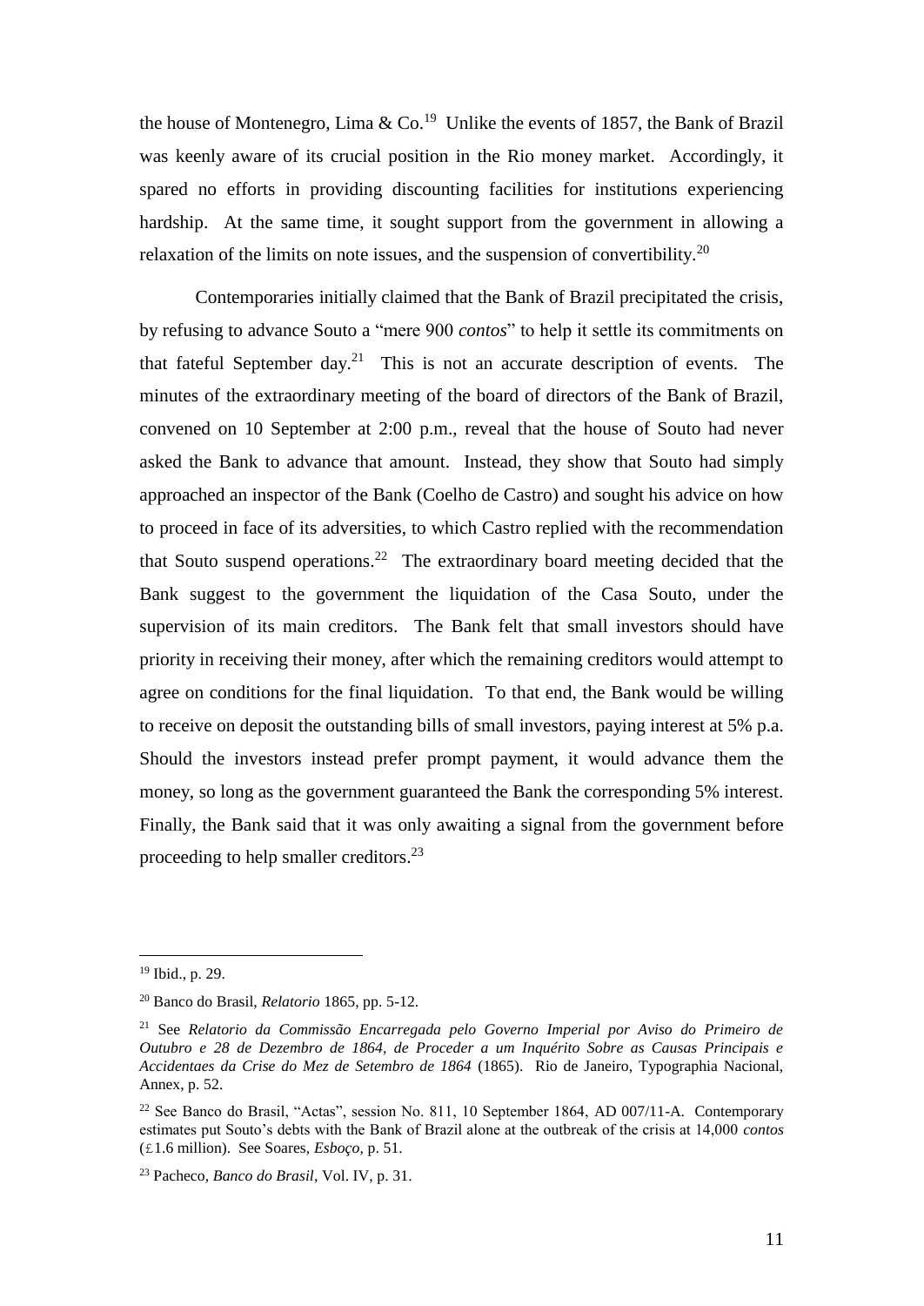the house of Montenegro, Lima & Co.[19] Unlike the events of 1857, the Bank of Brazil was keenly aware of its crucial position in the Rio money market. Accordingly, it spared no efforts in providing discounting facilities for institutions experiencing hardship. At the same time, it sought support from the government in allowing a relaxation of the limits on note issues, and the suspension of convertibility.[20]

Contemporaries initially claimed that the Bank of Brazil precipitated the crisis, by refusing to advance Souto a "mere 900 *contos*" to help it settle its commitments on that fateful September day.[21] This is not an accurate description of events. The minutes of the extraordinary meeting of the board of directors of the Bank of Brazil, convened on 10 September at 2:00 p.m., reveal that the house of Souto had never asked the Bank to advance that amount. Instead, they show that Souto had simply approached an inspector of the Bank (Coelho de Castro) and sought his advice on how to proceed in face of its adversities, to which Castro replied with the recommendation that Souto suspend operations.[22] The extraordinary board meeting decided that the Bank suggest to the government the liquidation of the Casa Souto, under the supervision of its main creditors. The Bank felt that small investors should have priority in receiving their money, after which the remaining creditors would attempt to agree on conditions for the final liquidation. To that end, the Bank would be willing to receive on deposit the outstanding bills of small investors, paying interest at 5% p.a. Should the investors instead prefer prompt payment, it would advance them the money, so long as the government guaranteed the Bank the corresponding 5% interest. Finally, the Bank said that it was only awaiting a signal from the government before proceeding to help smaller creditors.[23]

---

[19] Ibid., p. 29.

[20] Banco do Brasil, *Relatorio* 1865, pp. 5-12.

[21] See *Relatorio da Commissão Encarregada pelo Governo Imperial por Aviso do Primeiro de Outubro e 28 de Dezembro de 1864, de Proceder a um Inquérito Sobre as Causas Principais e Accidentaes da Crise do Mez de Setembro de 1864* (1865). Rio de Janeiro, Typographia Nacional, Annex, p. 52.

[22] See Banco do Brasil, "Actas", session No. 811, 10 September 1864, AD 007/11-A. Contemporary estimates put Souto's debts with the Bank of Brazil alone at the outbreak of the crisis at 14,000 *contos* (£1.6 million). See Soares, *Esboço*, p. 51.

[23] Pacheco, *Banco do Brasil*, Vol. IV, p. 31.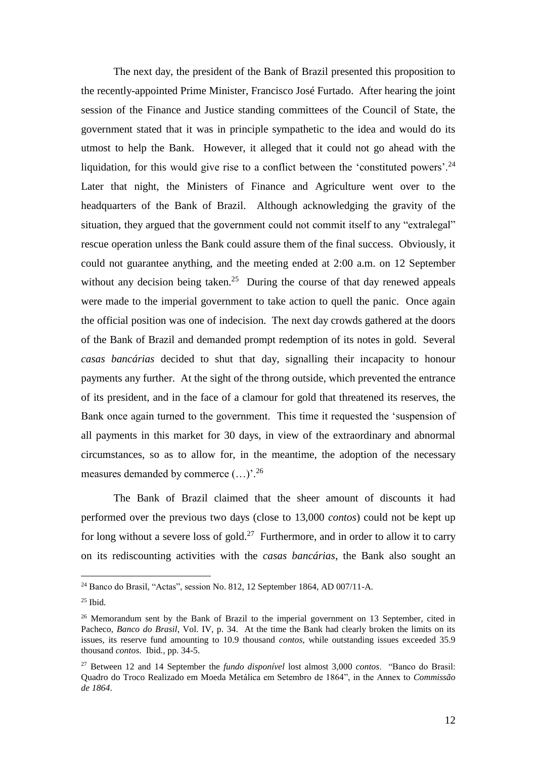The next day, the president of the Bank of Brazil presented this proposition to the recently-appointed Prime Minister, Francisco José Furtado. After hearing the joint session of the Finance and Justice standing committees of the Council of State, the government stated that it was in principle sympathetic to the idea and would do its utmost to help the Bank. However, it alleged that it could not go ahead with the liquidation, for this would give rise to a conflict between the 'constituted powers'.[24] Later that night, the Ministers of Finance and Agriculture went over to the headquarters of the Bank of Brazil. Although acknowledging the gravity of the situation, they argued that the government could not commit itself to any "extralegal" rescue operation unless the Bank could assure them of the final success. Obviously, it could not guarantee anything, and the meeting ended at 2:00 a.m. on 12 September without any decision being taken.[25] During the course of that day renewed appeals were made to the imperial government to take action to quell the panic. Once again the official position was one of indecision. The next day crowds gathered at the doors of the Bank of Brazil and demanded prompt redemption of its notes in gold. Several *casas bancárias* decided to shut that day, signalling their incapacity to honour payments any further. At the sight of the throng outside, which prevented the entrance of its president, and in the face of a clamour for gold that threatened its reserves, the Bank once again turned to the government. This time it requested the 'suspension of all payments in this market for 30 days, in view of the extraordinary and abnormal circumstances, so as to allow for, in the meantime, the adoption of the necessary measures demanded by commerce (…)'.[26]

The Bank of Brazil claimed that the sheer amount of discounts it had performed over the previous two days (close to 13,000 *contos*) could not be kept up for long without a severe loss of gold.[27] Furthermore, and in order to allow it to carry on its rediscounting activities with the *casas bancárias*, the Bank also sought an

---

[24] Banco do Brasil, "Actas", session No. 812, 12 September 1864, AD 007/11-A.

[25] Ibid.

[26] Memorandum sent by the Bank of Brazil to the imperial government on 13 September, cited in Pacheco, *Banco do Brasil*, Vol. IV, p. 34. At the time the Bank had clearly broken the limits on its issues, its reserve fund amounting to 10.9 thousand *contos*, while outstanding issues exceeded 35.9 thousand *contos*. Ibid., pp. 34-5.

[27] Between 12 and 14 September the *fundo disponível* lost almost 3,000 *contos*. "Banco do Brasil: Quadro do Troco Realizado em Moeda Metálica em Setembro de 1864", in the Annex to *Commissão de 1864*.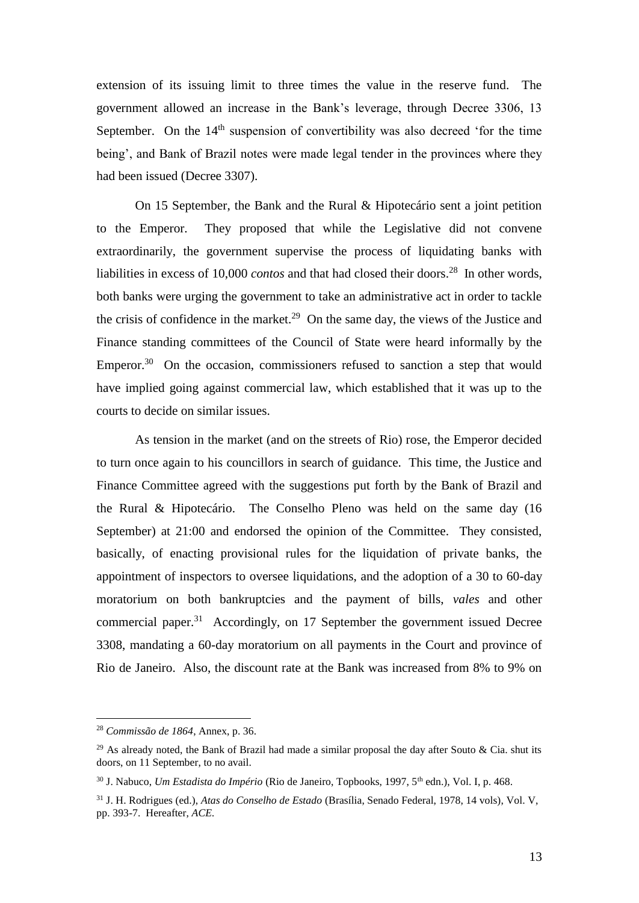extension of its issuing limit to three times the value in the reserve fund. The government allowed an increase in the Bank's leverage, through Decree 3306, 13 September. On the 14th suspension of convertibility was also decreed 'for the time being', and Bank of Brazil notes were made legal tender in the provinces where they had been issued (Decree 3307).

On 15 September, the Bank and the Rural & Hipotecário sent a joint petition to the Emperor. They proposed that while the Legislative did not convene extraordinarily, the government supervise the process of liquidating banks with liabilities in excess of 10,000 *contos* and that had closed their doors.[28] In other words, both banks were urging the government to take an administrative act in order to tackle the crisis of confidence in the market.[29] On the same day, the views of the Justice and Finance standing committees of the Council of State were heard informally by the Emperor.[30] On the occasion, commissioners refused to sanction a step that would have implied going against commercial law, which established that it was up to the courts to decide on similar issues.

As tension in the market (and on the streets of Rio) rose, the Emperor decided to turn once again to his councillors in search of guidance. This time, the Justice and Finance Committee agreed with the suggestions put forth by the Bank of Brazil and the Rural & Hipotecário. The Conselho Pleno was held on the same day (16 September) at 21:00 and endorsed the opinion of the Committee. They consisted, basically, of enacting provisional rules for the liquidation of private banks, the appointment of inspectors to oversee liquidations, and the adoption of a 30 to 60-day moratorium on both bankruptcies and the payment of bills, *vales* and other commercial paper.[31] Accordingly, on 17 September the government issued Decree 3308, mandating a 60-day moratorium on all payments in the Court and province of Rio de Janeiro. Also, the discount rate at the Bank was increased from 8% to 9% on

---

[28] *Commissão de 1864*, Annex, p. 36.

[29] As already noted, the Bank of Brazil had made a similar proposal the day after Souto & Cia. shut its doors, on 11 September, to no avail.

[30] J. Nabuco, *Um Estadista do Império* (Rio de Janeiro, Topbooks, 1997, 5th edn.), Vol. I, p. 468.

[31] J. H. Rodrigues (ed.), *Atas do Conselho de Estado* (Brasília, Senado Federal, 1978, 14 vols), Vol. V, pp. 393-7. Hereafter, *ACE.*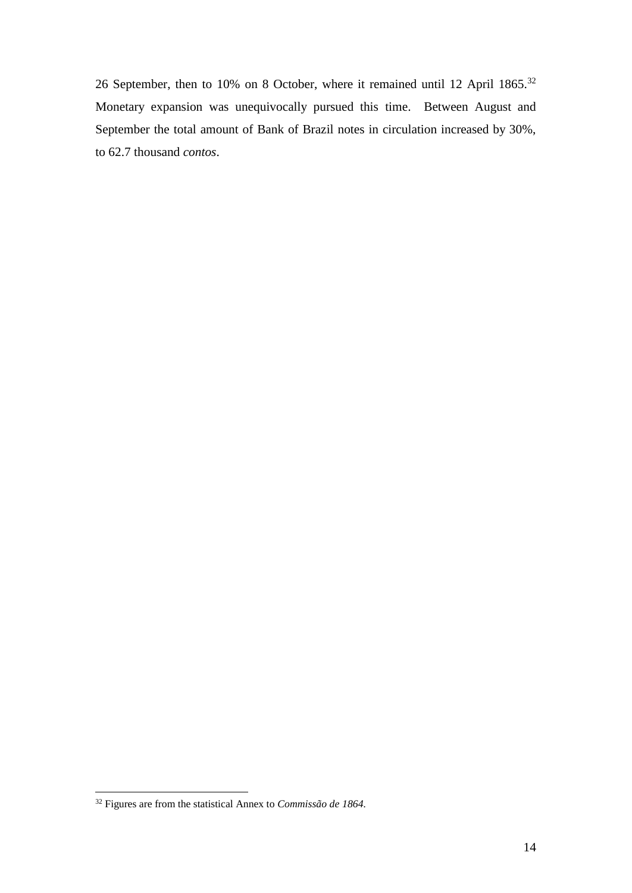26 September, then to 10% on 8 October, where it remained until 12 April 1865.[32] Monetary expansion was unequivocally pursued this time. Between August and September the total amount of Bank of Brazil notes in circulation increased by 30%, to 62.7 thousand *contos*.

---

[32] Figures are from the statistical Annex to *Commissão de 1864*.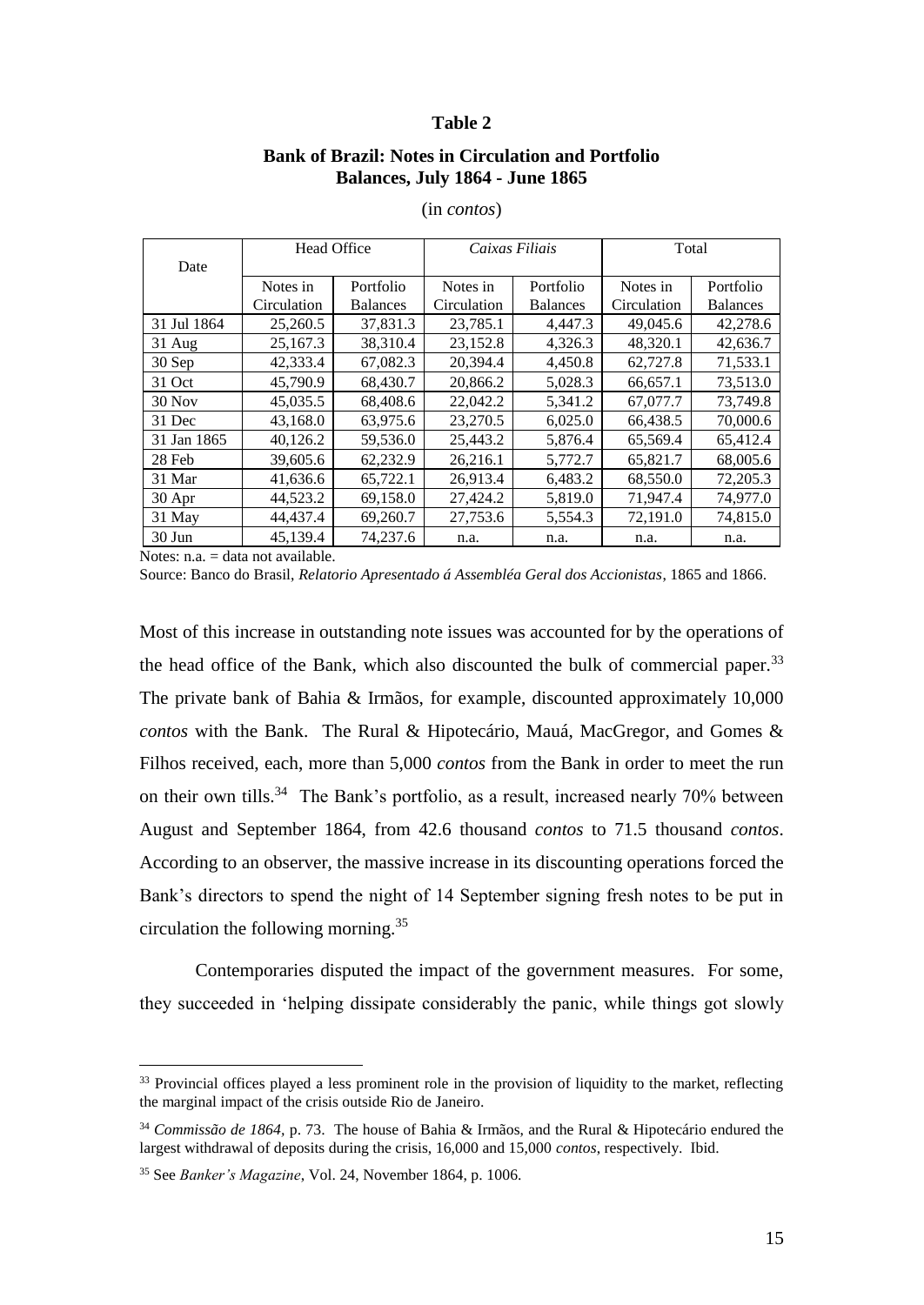**Table 2**

**Bank of Brazil: Notes in Circulation and Portfolio Balances, July 1864 - June 1865**

(in *contos*)

| Date | Head Office | | *Caixas Filiais* | | Total | |
|---|---|---|---|---|---|---|
| | Notes in Circulation | Portfolio Balances | Notes in Circulation | Portfolio Balances | Notes in Circulation | Portfolio Balances |
| 31 Jul 1864 | 25,260.5 | 37,831.3 | 23,785.1 | 4,447.3 | 49,045.6 | 42,278.6 |
| 31 Aug | 25,167.3 | 38,310.4 | 23,152.8 | 4,326.3 | 48,320.1 | 42,636.7 |
| 30 Sep | 42,333.4 | 67,082.3 | 20,394.4 | 4,450.8 | 62,727.8 | 71,533.1 |
| 31 Oct | 45,790.9 | 68,430.7 | 20,866.2 | 5,028.3 | 66,657.1 | 73,513.0 |
| 30 Nov | 45,035.5 | 68,408.6 | 22,042.2 | 5,341.2 | 67,077.7 | 73,749.8 |
| 31 Dec | 43,168.0 | 63,975.6 | 23,270.5 | 6,025.0 | 66,438.5 | 70,000.6 |
| 31 Jan 1865 | 40,126.2 | 59,536.0 | 25,443.2 | 5,876.4 | 65,569.4 | 65,412.4 |
| 28 Feb | 39,605.6 | 62,232.9 | 26,216.1 | 5,772.7 | 65,821.7 | 68,005.6 |
| 31 Mar | 41,636.6 | 65,722.1 | 26,913.4 | 6,483.2 | 68,550.0 | 72,205.3 |
| 30 Apr | 44,523.2 | 69,158.0 | 27,424.2 | 5,819.0 | 71,947.4 | 74,977.0 |
| 31 May | 44,437.4 | 69,260.7 | 27,753.6 | 5,554.3 | 72,191.0 | 74,815.0 |
| 30 Jun | 45,139.4 | 74,237.6 | n.a. | n.a. | n.a. | n.a. |

Notes: n.a. = data not available.

Source: Banco do Brasil, *Relatorio Apresentado á Assembléa Geral dos Accionistas*, 1865 and 1866.

Most of this increase in outstanding note issues was accounted for by the operations of the head office of the Bank, which also discounted the bulk of commercial paper.[33] The private bank of Bahia & Irmãos, for example, discounted approximately 10,000 *contos* with the Bank. The Rural & Hipotecário, Mauá, MacGregor, and Gomes & Filhos received, each, more than 5,000 *contos* from the Bank in order to meet the run on their own tills.[34] The Bank's portfolio, as a result, increased nearly 70% between August and September 1864, from 42.6 thousand *contos* to 71.5 thousand *contos*. According to an observer, the massive increase in its discounting operations forced the Bank's directors to spend the night of 14 September signing fresh notes to be put in circulation the following morning.[35]

Contemporaries disputed the impact of the government measures. For some, they succeeded in 'helping dissipate considerably the panic, while things got slowly

[33] Provincial offices played a less prominent role in the provision of liquidity to the market, reflecting the marginal impact of the crisis outside Rio de Janeiro.

[34] *Commissão de 1864*, p. 73. The house of Bahia & Irmãos, and the Rural & Hipotecário endured the largest withdrawal of deposits during the crisis, 16,000 and 15,000 *contos*, respectively. Ibid.

[35] See *Banker's Magazine*, Vol. 24, November 1864, p. 1006.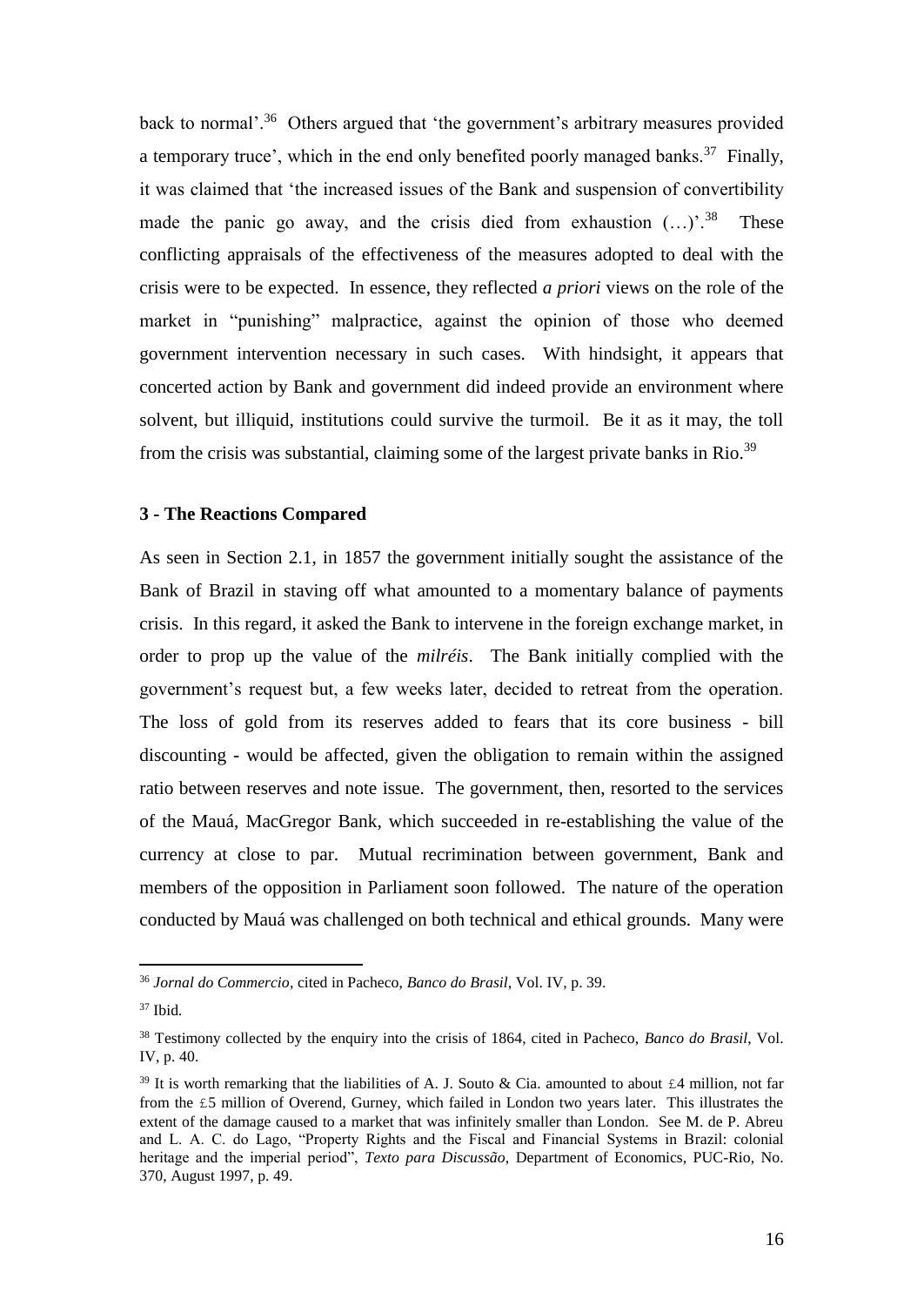back to normal'.[36] Others argued that 'the government's arbitrary measures provided a temporary truce', which in the end only benefited poorly managed banks.[37] Finally, it was claimed that 'the increased issues of the Bank and suspension of convertibility made the panic go away, and the crisis died from exhaustion (…)'.[38] These conflicting appraisals of the effectiveness of the measures adopted to deal with the crisis were to be expected. In essence, they reflected *a priori* views on the role of the market in "punishing" malpractice, against the opinion of those who deemed government intervention necessary in such cases. With hindsight, it appears that concerted action by Bank and government did indeed provide an environment where solvent, but illiquid, institutions could survive the turmoil. Be it as it may, the toll from the crisis was substantial, claiming some of the largest private banks in Rio.[39]

### 3 - The Reactions Compared

As seen in Section 2.1, in 1857 the government initially sought the assistance of the Bank of Brazil in staving off what amounted to a momentary balance of payments crisis. In this regard, it asked the Bank to intervene in the foreign exchange market, in order to prop up the value of the *milréis*. The Bank initially complied with the government's request but, a few weeks later, decided to retreat from the operation. The loss of gold from its reserves added to fears that its core business - bill discounting - would be affected, given the obligation to remain within the assigned ratio between reserves and note issue. The government, then, resorted to the services of the Mauá, MacGregor Bank, which succeeded in re-establishing the value of the currency at close to par. Mutual recrimination between government, Bank and members of the opposition in Parliament soon followed. The nature of the operation conducted by Mauá was challenged on both technical and ethical grounds. Many were

---

[36] *Jornal do Commercio*, cited in Pacheco, *Banco do Brasil*, Vol. IV, p. 39.

[37] Ibid.

[38] Testimony collected by the enquiry into the crisis of 1864, cited in Pacheco, *Banco do Brasil*, Vol. IV, p. 40.

[39] It is worth remarking that the liabilities of A. J. Souto & Cia. amounted to about £4 million, not far from the £5 million of Overend, Gurney, which failed in London two years later. This illustrates the extent of the damage caused to a market that was infinitely smaller than London. See M. de P. Abreu and L. A. C. do Lago, "Property Rights and the Fiscal and Financial Systems in Brazil: colonial heritage and the imperial period", *Texto para Discussão*, Department of Economics, PUC-Rio, No. 370, August 1997, p. 49.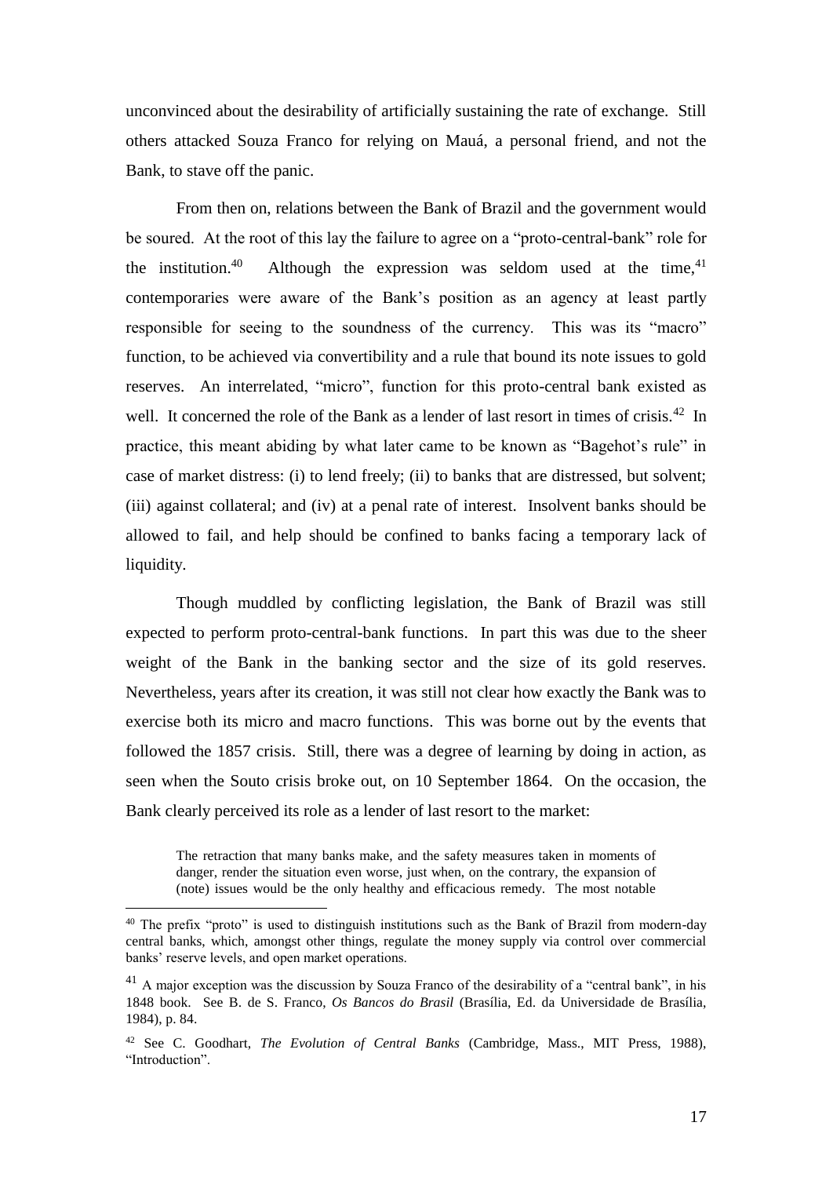unconvinced about the desirability of artificially sustaining the rate of exchange. Still others attacked Souza Franco for relying on Mauá, a personal friend, and not the Bank, to stave off the panic.

From then on, relations between the Bank of Brazil and the government would be soured. At the root of this lay the failure to agree on a "proto-central-bank" role for the institution.[40] Although the expression was seldom used at the time,[41] contemporaries were aware of the Bank's position as an agency at least partly responsible for seeing to the soundness of the currency. This was its "macro" function, to be achieved via convertibility and a rule that bound its note issues to gold reserves. An interrelated, "micro", function for this proto-central bank existed as well. It concerned the role of the Bank as a lender of last resort in times of crisis.[42] In practice, this meant abiding by what later came to be known as "Bagehot's rule" in case of market distress: (i) to lend freely; (ii) to banks that are distressed, but solvent; (iii) against collateral; and (iv) at a penal rate of interest. Insolvent banks should be allowed to fail, and help should be confined to banks facing a temporary lack of liquidity.

Though muddled by conflicting legislation, the Bank of Brazil was still expected to perform proto-central-bank functions. In part this was due to the sheer weight of the Bank in the banking sector and the size of its gold reserves. Nevertheless, years after its creation, it was still not clear how exactly the Bank was to exercise both its micro and macro functions. This was borne out by the events that followed the 1857 crisis. Still, there was a degree of learning by doing in action, as seen when the Souto crisis broke out, on 10 September 1864. On the occasion, the Bank clearly perceived its role as a lender of last resort to the market:

> The retraction that many banks make, and the safety measures taken in moments of danger, render the situation even worse, just when, on the contrary, the expansion of (note) issues would be the only healthy and efficacious remedy. The most notable

---

[40] The prefix "proto" is used to distinguish institutions such as the Bank of Brazil from modern-day central banks, which, amongst other things, regulate the money supply via control over commercial banks' reserve levels, and open market operations.

[41] A major exception was the discussion by Souza Franco of the desirability of a "central bank", in his 1848 book. See B. de S. Franco, *Os Bancos do Brasil* (Brasília, Ed. da Universidade de Brasília, 1984), p. 84.

[42] See C. Goodhart, *The Evolution of Central Banks* (Cambridge, Mass., MIT Press, 1988), "Introduction".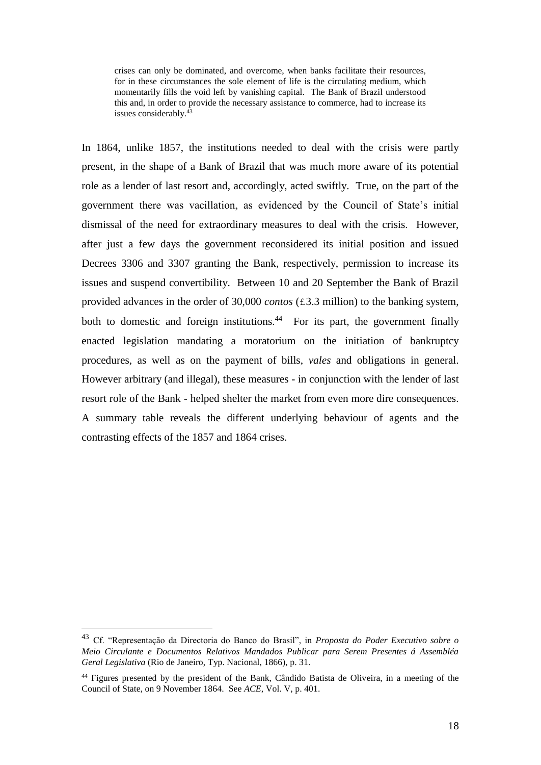> crises can only be dominated, and overcome, when banks facilitate their resources, for in these circumstances the sole element of life is the circulating medium, which momentarily fills the void left by vanishing capital. The Bank of Brazil understood this and, in order to provide the necessary assistance to commerce, had to increase its issues considerably.[43]

In 1864, unlike 1857, the institutions needed to deal with the crisis were partly present, in the shape of a Bank of Brazil that was much more aware of its potential role as a lender of last resort and, accordingly, acted swiftly. True, on the part of the government there was vacillation, as evidenced by the Council of State's initial dismissal of the need for extraordinary measures to deal with the crisis. However, after just a few days the government reconsidered its initial position and issued Decrees 3306 and 3307 granting the Bank, respectively, permission to increase its issues and suspend convertibility. Between 10 and 20 September the Bank of Brazil provided advances in the order of 30,000 *contos* (£3.3 million) to the banking system, both to domestic and foreign institutions.[44] For its part, the government finally enacted legislation mandating a moratorium on the initiation of bankruptcy procedures, as well as on the payment of bills, *vales* and obligations in general. However arbitrary (and illegal), these measures - in conjunction with the lender of last resort role of the Bank - helped shelter the market from even more dire consequences. A summary table reveals the different underlying behaviour of agents and the contrasting effects of the 1857 and 1864 crises.

---

[43] Cf. "Representação da Directoria do Banco do Brasil", in *Proposta do Poder Executivo sobre o Meio Circulante e Documentos Relativos Mandados Publicar para Serem Presentes á Assembléa Geral Legislativa* (Rio de Janeiro, Typ. Nacional, 1866), p. 31.

[44] Figures presented by the president of the Bank, Cândido Batista de Oliveira, in a meeting of the Council of State, on 9 November 1864. See *ACE*, Vol. V, p. 401.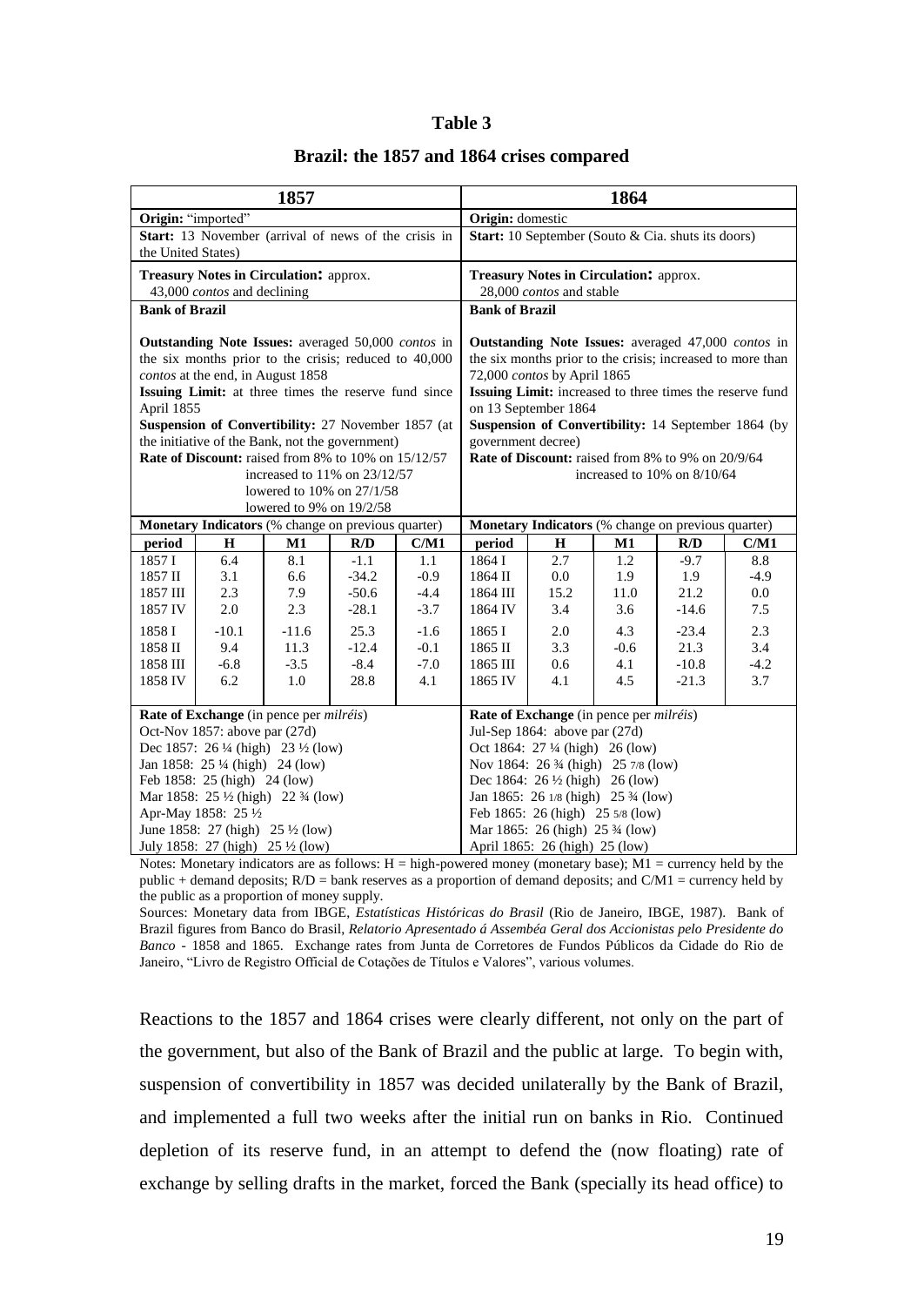**Table 3**

**Brazil: the 1857 and 1864 crises compared**

| 1857 | | | | | 1864 | | | | |
|---|---|---|---|---|---|---|---|---|---|
| **Origin:** "imported" | | | | | **Origin:** domestic | | | | |
| **Start:** 13 November (arrival of news of the crisis in the United States) | | | | | **Start:** 10 September (Souto & Cia. shuts its doors) | | | | |
| **Treasury Notes in Circulation:** approx. 43,000 *contos* and declining | | | | | **Treasury Notes in Circulation:** approx. 28,000 *contos* and stable | | | | |
| **Bank of Brazil** | | | | | **Bank of Brazil** | | | | |
| **Outstanding Note Issues:** averaged 50,000 *contos* in the six months prior to the crisis; reduced to 40,000 *contos* at the end, in August 1858 **Issuing Limit:** at three times the reserve fund since April 1855 **Suspension of Convertibility:** 27 November 1857 (at the initiative of the Bank, not the government) **Rate of Discount:** raised from 8% to 10% on 15/12/57; increased to 11% on 23/12/57; lowered to 10% on 27/1/58; lowered to 9% on 19/2/58 | | | | | **Outstanding Note Issues:** averaged 47,000 *contos* in the six months prior to the crisis; increased to more than 72,000 *contos* by April 1865 **Issuing Limit:** increased to three times the reserve fund on 13 September 1864 **Suspension of Convertibility:** 14 September 1864 (by government decree) **Rate of Discount:** raised from 8% to 9% on 20/9/64; increased to 10% on 8/10/64 | | | | |
| **Monetary Indicators** (% change on previous quarter) | | | | | **Monetary Indicators** (% change on previous quarter) | | | | |
| **period** | **H** | **M1** | **R/D** | **C/M1** | **period** | **H** | **M1** | **R/D** | **C/M1** |
| 1857 I | 6.4 | 8.1 | -1.1 | 1.1 | 1864 I | 2.7 | 1.2 | -9.7 | 8.8 |
| 1857 II | 3.1 | 6.6 | -34.2 | -0.9 | 1864 II | 0.0 | 1.9 | 1.9 | -4.9 |
| 1857 III | 2.3 | 7.9 | -50.6 | -4.4 | 1864 III | 15.2 | 11.0 | 21.2 | 0.0 |
| 1857 IV | 2.0 | 2.3 | -28.1 | -3.7 | 1864 IV | 3.4 | 3.6 | -14.6 | 7.5 |
| 1858 I | -10.1 | -11.6 | 25.3 | -1.6 | 1865 I | 2.0 | 4.3 | -23.4 | 2.3 |
| 1858 II | 9.4 | 11.3 | -12.4 | -0.1 | 1865 II | 3.3 | -0.6 | 21.3 | 3.4 |
| 1858 III | -6.8 | -3.5 | -8.4 | -7.0 | 1865 III | 0.6 | 4.1 | -10.8 | -4.2 |
| 1858 IV | 6.2 | 1.0 | 28.8 | 4.1 | 1865 IV | 4.1 | 4.5 | -21.3 | 3.7 |
| **Rate of Exchange** (in pence per *milréis*) Oct-Nov 1857: above par (27d); Dec 1857: 26 ¼ (high) 23 ½ (low); Jan 1858: 25 ¼ (high) 24 (low); Feb 1858: 25 (high) 24 (low); Mar 1858: 25 ½ (high) 22 ¾ (low); Apr-May 1858: 25 ½; June 1858: 27 (high) 25 ½ (low); July 1858: 27 (high) 25 ½ (low) | | | | | **Rate of Exchange** (in pence per *milréis*) Jul-Sep 1864: above par (27d); Oct 1864: 27 ¼ (high) 26 (low); Nov 1864: 26 ¾ (high) 25 7/8 (low); Dec 1864: 26 ½ (high) 26 (low); Jan 1865: 26 1/8 (high) 25 ¾ (low); Feb 1865: 26 (high) 25 5/8 (low); Mar 1865: 26 (high) 25 ¾ (low); April 1865: 26 (high) 25 (low) | | | | |

Notes: Monetary indicators are as follows: H = high-powered money (monetary base); M1 = currency held by the public + demand deposits; R/D = bank reserves as a proportion of demand deposits; and C/M1 = currency held by the public as a proportion of money supply.

Sources: Monetary data from IBGE, *Estatísticas Históricas do Brasil* (Rio de Janeiro, IBGE, 1987). Bank of Brazil figures from Banco do Brasil, *Relatorio Apresentado á Assembéa Geral dos Accionistas pelo Presidente do Banco* - 1858 and 1865. Exchange rates from Junta de Corretores de Fundos Públicos da Cidade do Rio de Janeiro, "Livro de Registro Official de Cotações de Títulos e Valores", various volumes.

Reactions to the 1857 and 1864 crises were clearly different, not only on the part of the government, but also of the Bank of Brazil and the public at large. To begin with, suspension of convertibility in 1857 was decided unilaterally by the Bank of Brazil, and implemented a full two weeks after the initial run on banks in Rio. Continued depletion of its reserve fund, in an attempt to defend the (now floating) rate of exchange by selling drafts in the market, forced the Bank (specially its head office) to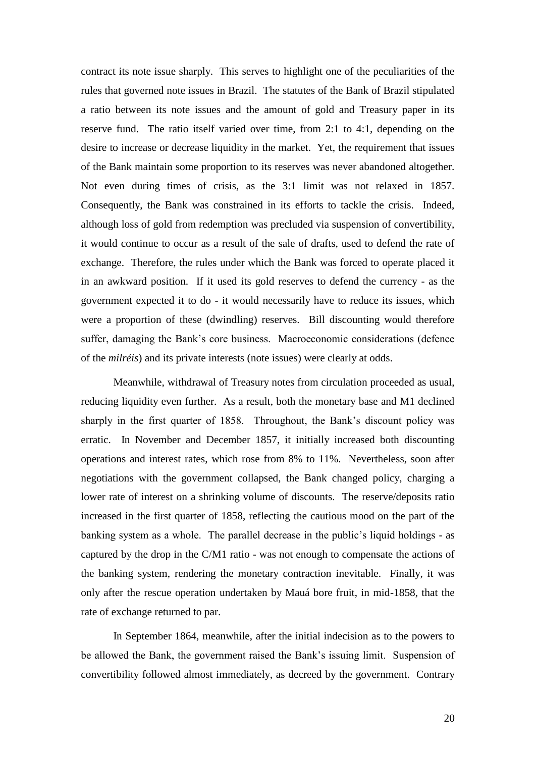contract its note issue sharply. This serves to highlight one of the peculiarities of the rules that governed note issues in Brazil. The statutes of the Bank of Brazil stipulated a ratio between its note issues and the amount of gold and Treasury paper in its reserve fund. The ratio itself varied over time, from 2:1 to 4:1, depending on the desire to increase or decrease liquidity in the market. Yet, the requirement that issues of the Bank maintain some proportion to its reserves was never abandoned altogether. Not even during times of crisis, as the 3:1 limit was not relaxed in 1857. Consequently, the Bank was constrained in its efforts to tackle the crisis. Indeed, although loss of gold from redemption was precluded via suspension of convertibility, it would continue to occur as a result of the sale of drafts, used to defend the rate of exchange. Therefore, the rules under which the Bank was forced to operate placed it in an awkward position. If it used its gold reserves to defend the currency - as the government expected it to do - it would necessarily have to reduce its issues, which were a proportion of these (dwindling) reserves. Bill discounting would therefore suffer, damaging the Bank's core business. Macroeconomic considerations (defence of the *milréis*) and its private interests (note issues) were clearly at odds.

Meanwhile, withdrawal of Treasury notes from circulation proceeded as usual, reducing liquidity even further. As a result, both the monetary base and M1 declined sharply in the first quarter of 1858. Throughout, the Bank's discount policy was erratic. In November and December 1857, it initially increased both discounting operations and interest rates, which rose from 8% to 11%. Nevertheless, soon after negotiations with the government collapsed, the Bank changed policy, charging a lower rate of interest on a shrinking volume of discounts. The reserve/deposits ratio increased in the first quarter of 1858, reflecting the cautious mood on the part of the banking system as a whole. The parallel decrease in the public's liquid holdings - as captured by the drop in the C/M1 ratio - was not enough to compensate the actions of the banking system, rendering the monetary contraction inevitable. Finally, it was only after the rescue operation undertaken by Mauá bore fruit, in mid-1858, that the rate of exchange returned to par.

In September 1864, meanwhile, after the initial indecision as to the powers to be allowed the Bank, the government raised the Bank's issuing limit. Suspension of convertibility followed almost immediately, as decreed by the government. Contrary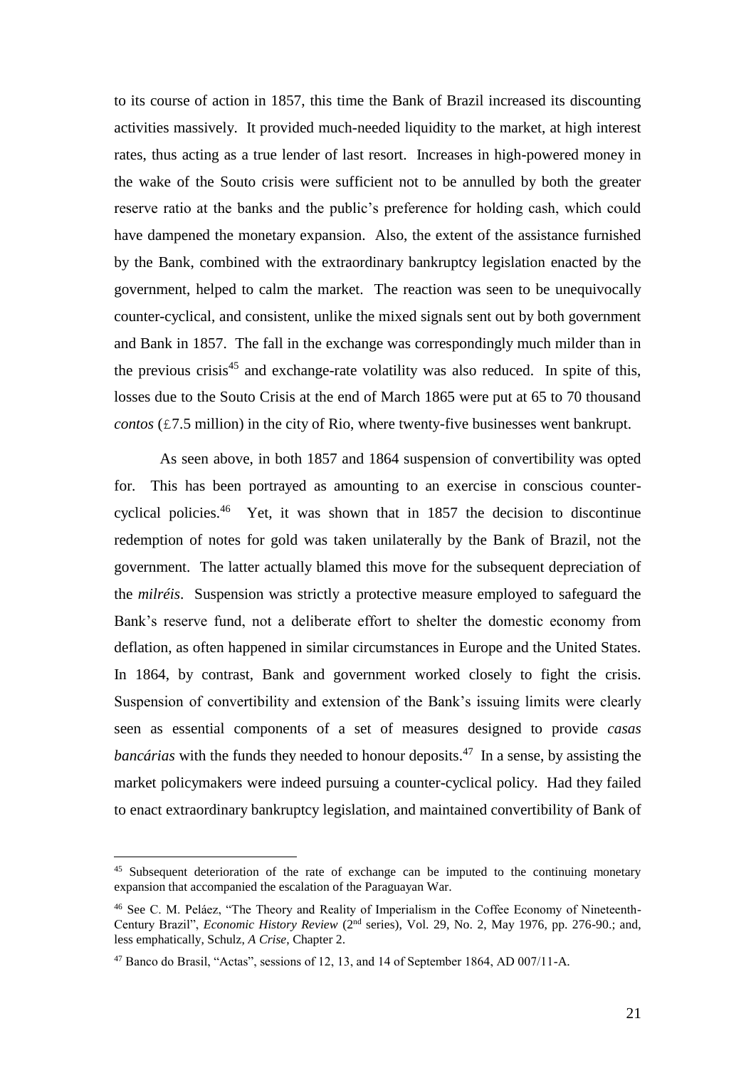to its course of action in 1857, this time the Bank of Brazil increased its discounting activities massively. It provided much-needed liquidity to the market, at high interest rates, thus acting as a true lender of last resort. Increases in high-powered money in the wake of the Souto crisis were sufficient not to be annulled by both the greater reserve ratio at the banks and the public's preference for holding cash, which could have dampened the monetary expansion. Also, the extent of the assistance furnished by the Bank, combined with the extraordinary bankruptcy legislation enacted by the government, helped to calm the market. The reaction was seen to be unequivocally counter-cyclical, and consistent, unlike the mixed signals sent out by both government and Bank in 1857. The fall in the exchange was correspondingly much milder than in the previous crisis[45] and exchange-rate volatility was also reduced. In spite of this, losses due to the Souto Crisis at the end of March 1865 were put at 65 to 70 thousand *contos* (£7.5 million) in the city of Rio, where twenty-five businesses went bankrupt.

As seen above, in both 1857 and 1864 suspension of convertibility was opted for. This has been portrayed as amounting to an exercise in conscious counter-cyclical policies.[46] Yet, it was shown that in 1857 the decision to discontinue redemption of notes for gold was taken unilaterally by the Bank of Brazil, not the government. The latter actually blamed this move for the subsequent depreciation of the *milréis*. Suspension was strictly a protective measure employed to safeguard the Bank's reserve fund, not a deliberate effort to shelter the domestic economy from deflation, as often happened in similar circumstances in Europe and the United States. In 1864, by contrast, Bank and government worked closely to fight the crisis. Suspension of convertibility and extension of the Bank's issuing limits were clearly seen as essential components of a set of measures designed to provide *casas bancárias* with the funds they needed to honour deposits.[47] In a sense, by assisting the market policymakers were indeed pursuing a counter-cyclical policy. Had they failed to enact extraordinary bankruptcy legislation, and maintained convertibility of Bank of

---

[45] Subsequent deterioration of the rate of exchange can be imputed to the continuing monetary expansion that accompanied the escalation of the Paraguayan War.

[46] See C. M. Peláez, "The Theory and Reality of Imperialism in the Coffee Economy of Nineteenth-Century Brazil", *Economic History Review* (2nd series), Vol. 29, No. 2, May 1976, pp. 276-90.; and, less emphatically, Schulz, *A Crise*, Chapter 2.

[47] Banco do Brasil, "Actas", sessions of 12, 13, and 14 of September 1864, AD 007/11-A.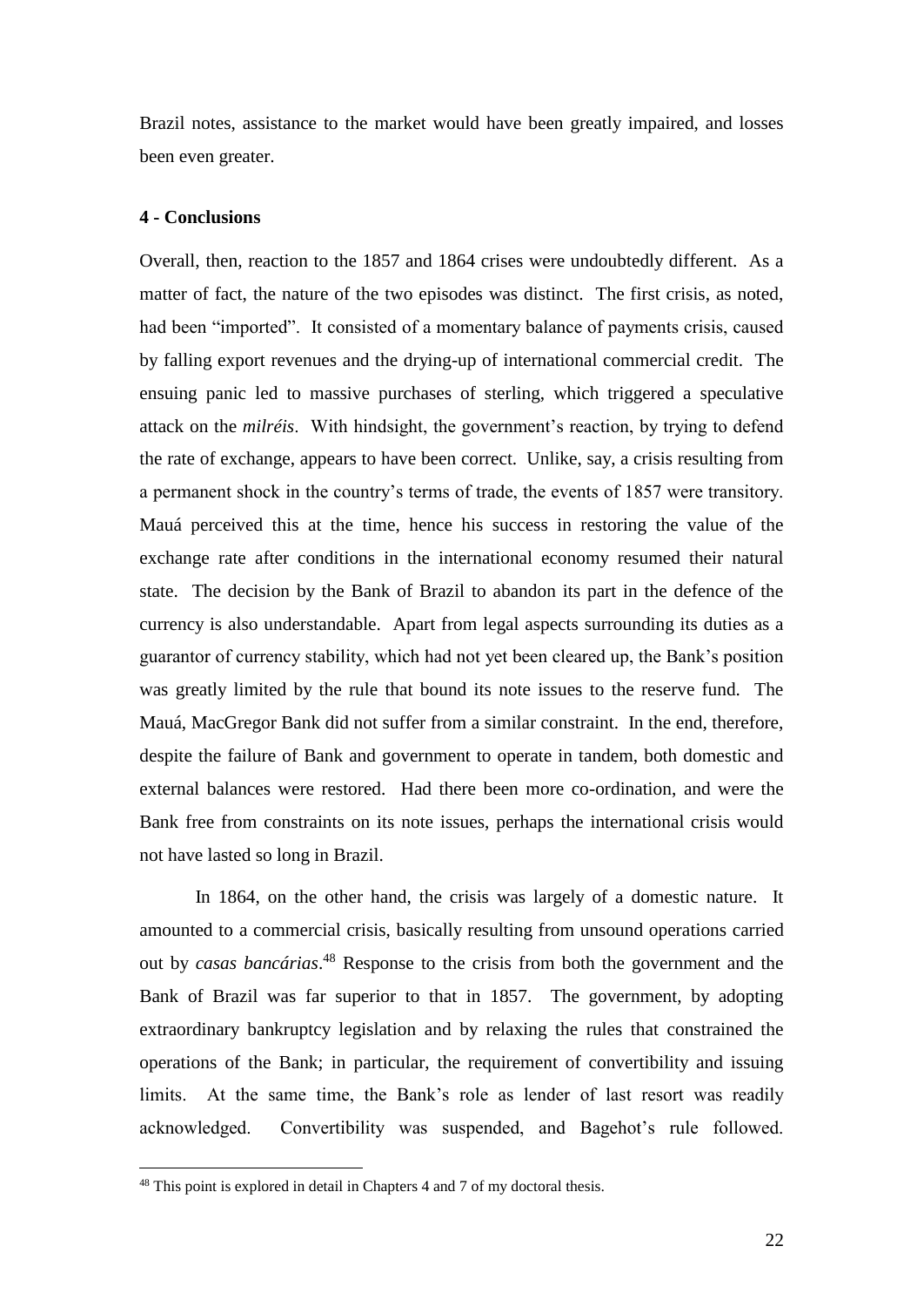Brazil notes, assistance to the market would have been greatly impaired, and losses been even greater.

**4 - Conclusions**

Overall, then, reaction to the 1857 and 1864 crises were undoubtedly different. As a matter of fact, the nature of the two episodes was distinct. The first crisis, as noted, had been "imported". It consisted of a momentary balance of payments crisis, caused by falling export revenues and the drying-up of international commercial credit. The ensuing panic led to massive purchases of sterling, which triggered a speculative attack on the *milréis*. With hindsight, the government's reaction, by trying to defend the rate of exchange, appears to have been correct. Unlike, say, a crisis resulting from a permanent shock in the country's terms of trade, the events of 1857 were transitory. Mauá perceived this at the time, hence his success in restoring the value of the exchange rate after conditions in the international economy resumed their natural state. The decision by the Bank of Brazil to abandon its part in the defence of the currency is also understandable. Apart from legal aspects surrounding its duties as a guarantor of currency stability, which had not yet been cleared up, the Bank's position was greatly limited by the rule that bound its note issues to the reserve fund. The Mauá, MacGregor Bank did not suffer from a similar constraint. In the end, therefore, despite the failure of Bank and government to operate in tandem, both domestic and external balances were restored. Had there been more co-ordination, and were the Bank free from constraints on its note issues, perhaps the international crisis would not have lasted so long in Brazil.

In 1864, on the other hand, the crisis was largely of a domestic nature. It amounted to a commercial crisis, basically resulting from unsound operations carried out by *casas bancárias*.[48] Response to the crisis from both the government and the Bank of Brazil was far superior to that in 1857. The government, by adopting extraordinary bankruptcy legislation and by relaxing the rules that constrained the operations of the Bank; in particular, the requirement of convertibility and issuing limits. At the same time, the Bank's role as lender of last resort was readily acknowledged. Convertibility was suspended, and Bagehot's rule followed.

[48] This point is explored in detail in Chapters 4 and 7 of my doctoral thesis.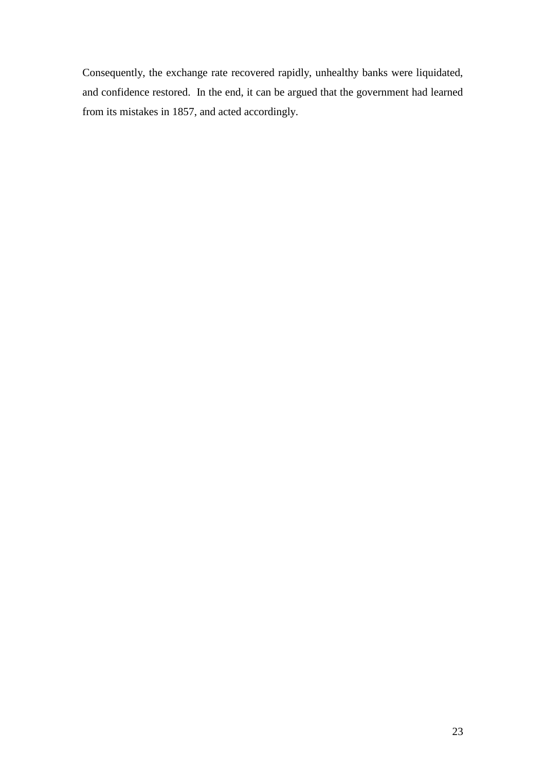Consequently, the exchange rate recovered rapidly, unhealthy banks were liquidated, and confidence restored. In the end, it can be argued that the government had learned from its mistakes in 1857, and acted accordingly.